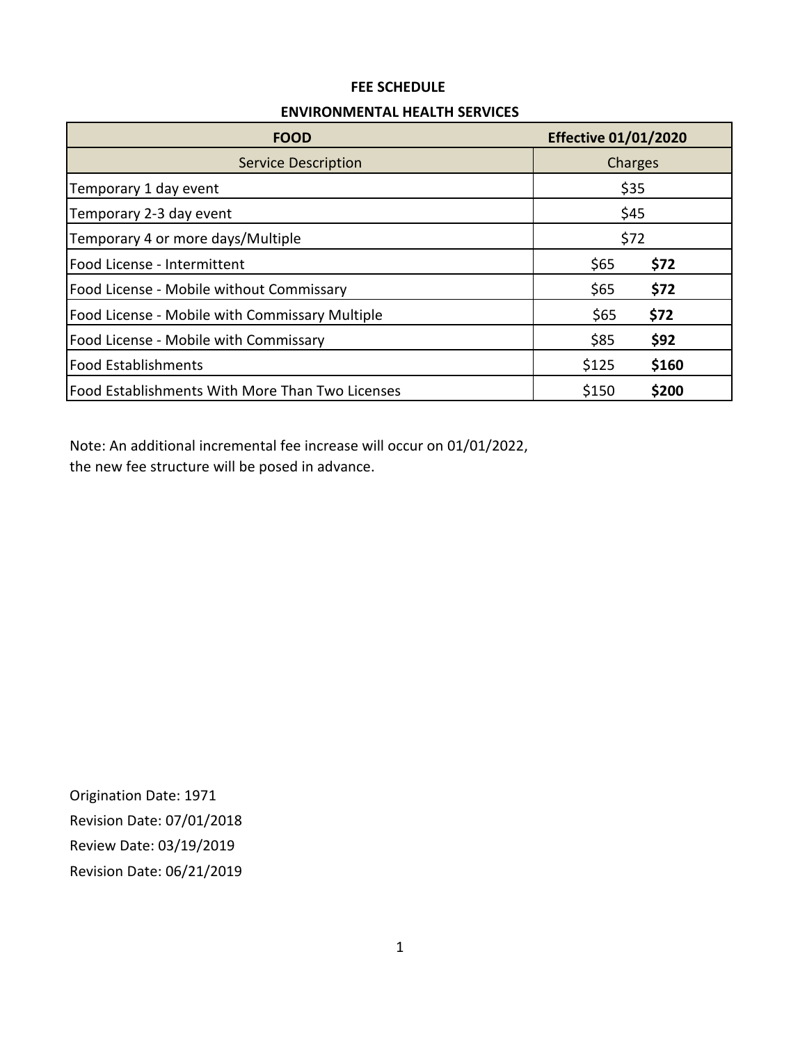# FEE SCHEDULE

## ENVIRONMENTAL HEALTH SERVICES

| FOOD | Effective 01/01/2020 | |
|---|---|---|
| Service Description | Charges | |
| Temporary 1 day event | $35 | |
| Temporary 2-3 day event | $45 | |
| Temporary 4 or more days/Multiple | $72 | |
| Food License - Intermittent | $65 | **$72** |
| Food License - Mobile without Commissary | $65 | **$72** |
| Food License - Mobile with Commissary Multiple | $65 | **$72** |
| Food License - Mobile with Commissary | $85 | **$92** |
| Food Establishments | $125 | **$160** |
| Food Establishments With More Than Two Licenses | $150 | **$200** |

Note: An additional incremental fee increase will occur on 01/01/2022, the new fee structure will be posed in advance.

Origination Date: 1971
Revision Date: 07/01/2018
Review Date: 03/19/2019
Revision Date: 06/21/2019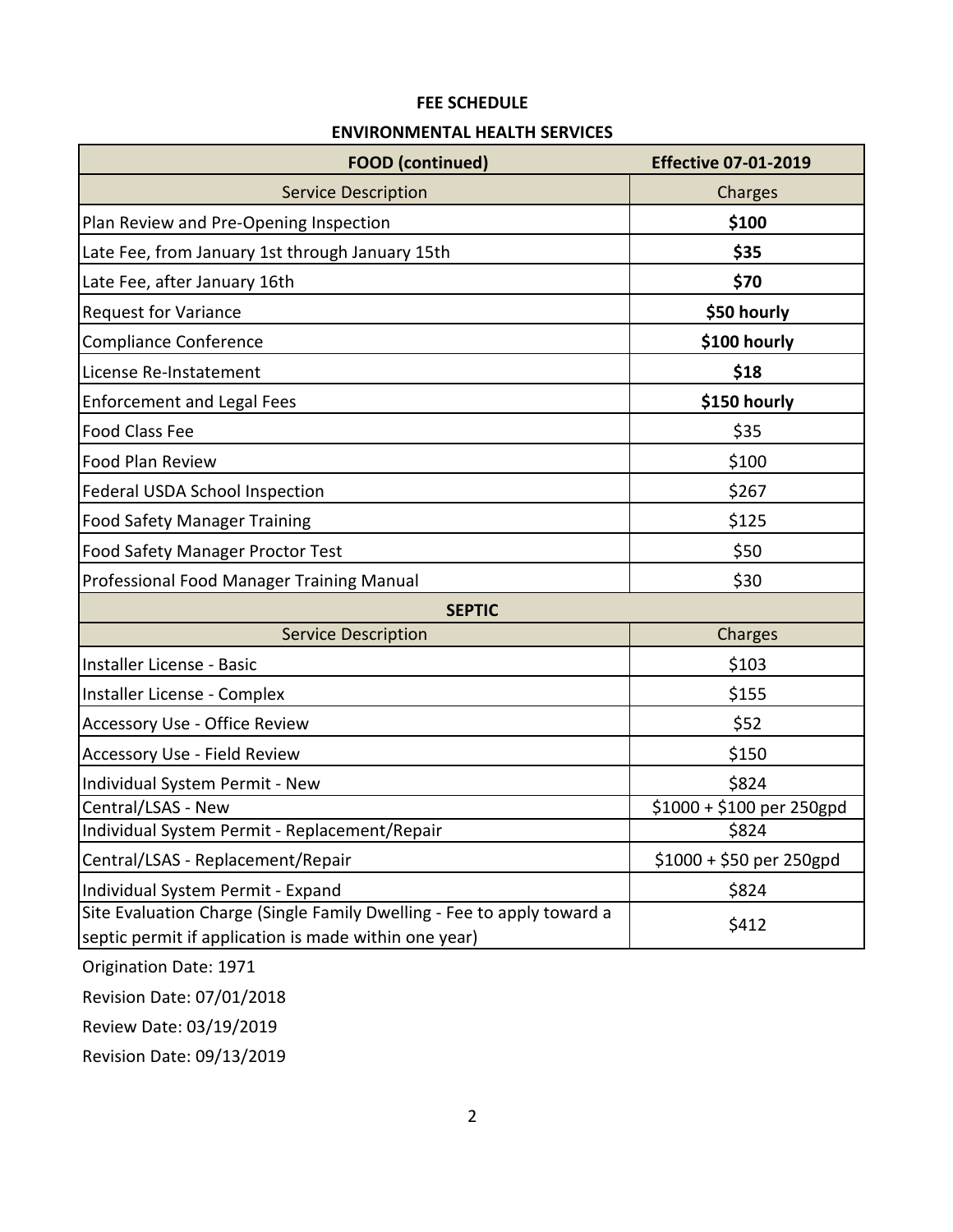## FEE SCHEDULE

## ENVIRONMENTAL HEALTH SERVICES

| **FOOD (continued)** | **Effective 07-01-2019** |
|---|---|
| Service Description | Charges |
| Plan Review and Pre-Opening Inspection | **$100** |
| Late Fee, from January 1st through January 15th | **$35** |
| Late Fee, after January 16th | **$70** |
| Request for Variance | **$50 hourly** |
| Compliance Conference | **$100 hourly** |
| License Re-Instatement | **$18** |
| Enforcement and Legal Fees | **$150 hourly** |
| Food Class Fee | $35 |
| Food Plan Review | $100 |
| Federal USDA School Inspection | $267 |
| Food Safety Manager Training | $125 |
| Food Safety Manager Proctor Test | $50 |
| Professional Food Manager Training Manual | $30 |
| **SEPTIC** | |
| Service Description | Charges |
| Installer License - Basic | $103 |
| Installer License - Complex | $155 |
| Accessory Use - Office Review | $52 |
| Accessory Use - Field Review | $150 |
| Individual System Permit - New | $824 |
| Central/LSAS - New | $1000 + $100 per 250gpd |
| Individual System Permit - Replacement/Repair | $824 |
| Central/LSAS - Replacement/Repair | $1000 + $50 per 250gpd |
| Individual System Permit - Expand | $824 |
| Site Evaluation Charge (Single Family Dwelling - Fee to apply toward a septic permit if application is made within one year) | $412 |

Origination Date: 1971

Revision Date: 07/01/2018

Review Date: 03/19/2019

Revision Date: 09/13/2019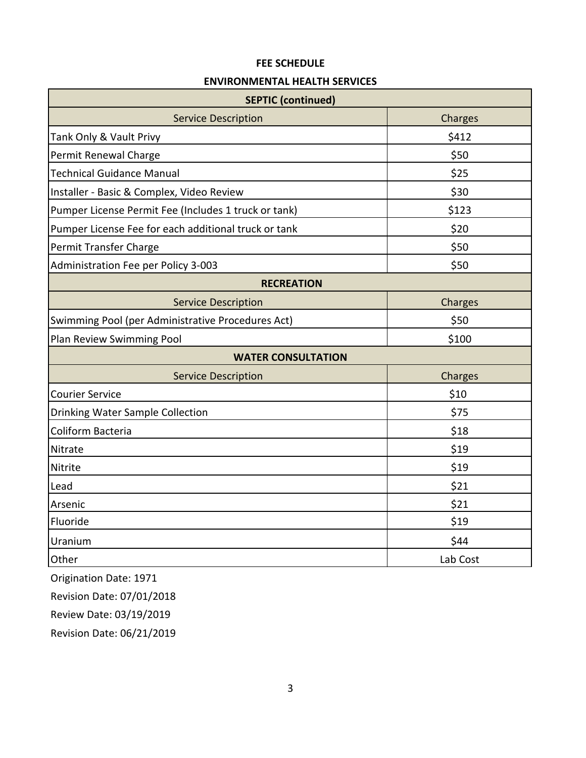**FEE SCHEDULE**

**ENVIRONMENTAL HEALTH SERVICES**

| **SEPTIC (continued)** | |
|---|---|
| Service Description | Charges |
| Tank Only & Vault Privy | $412 |
| Permit Renewal Charge | $50 |
| Technical Guidance Manual | $25 |
| Installer - Basic & Complex, Video Review | $30 |
| Pumper License Permit Fee (Includes 1 truck or tank) | $123 |
| Pumper License Fee for each additional truck or tank | $20 |
| Permit Transfer Charge | $50 |
| Administration Fee per Policy 3-003 | $50 |
| **RECREATION** | |
| Service Description | Charges |
| Swimming Pool (per Administrative Procedures Act) | $50 |
| Plan Review Swimming Pool | $100 |
| **WATER CONSULTATION** | |
| Service Description | Charges |
| Courier Service | $10 |
| Drinking Water Sample Collection | $75 |
| Coliform Bacteria | $18 |
| Nitrate | $19 |
| Nitrite | $19 |
| Lead | $21 |
| Arsenic | $21 |
| Fluoride | $19 |
| Uranium | $44 |
| Other | Lab Cost |

Origination Date: 1971

Revision Date: 07/01/2018

Review Date: 03/19/2019

Revision Date: 06/21/2019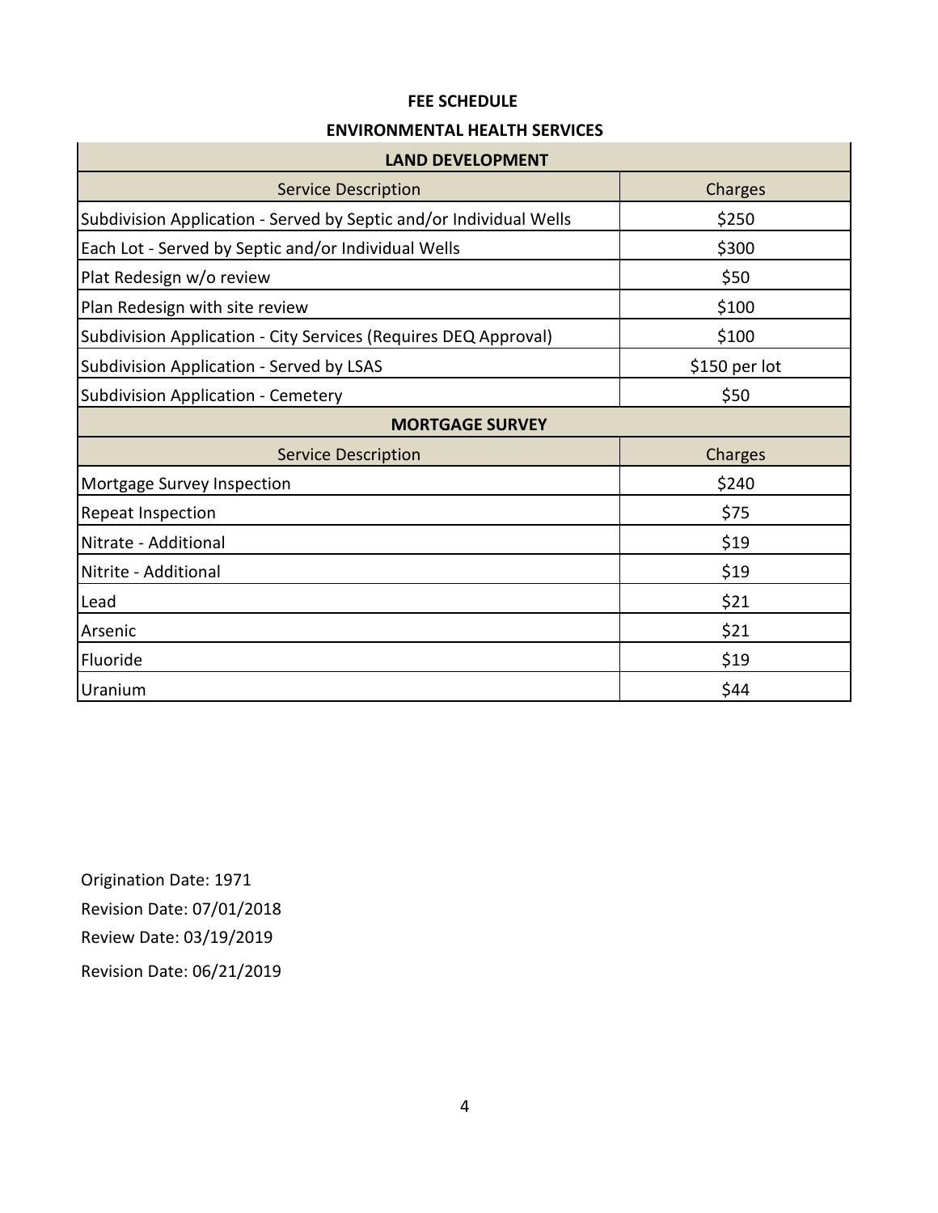**FEE SCHEDULE**

**ENVIRONMENTAL HEALTH SERVICES**

| **LAND DEVELOPMENT** | |
|---|---|
| Service Description | Charges |
| Subdivision Application - Served by Septic and/or Individual Wells | $250 |
| Each Lot - Served by Septic and/or Individual Wells | $300 |
| Plat Redesign w/o review | $50 |
| Plan Redesign with site review | $100 |
| Subdivision Application - City Services (Requires DEQ Approval) | $100 |
| Subdivision Application - Served by LSAS | $150 per lot |
| Subdivision Application - Cemetery | $50 |
| **MORTGAGE SURVEY** | |
| Service Description | Charges |
| Mortgage Survey Inspection | $240 |
| Repeat Inspection | $75 |
| Nitrate - Additional | $19 |
| Nitrite - Additional | $19 |
| Lead | $21 |
| Arsenic | $21 |
| Fluoride | $19 |
| Uranium | $44 |

Origination Date: 1971

Revision Date: 07/01/2018

Review Date: 03/19/2019

Revision Date: 06/21/2019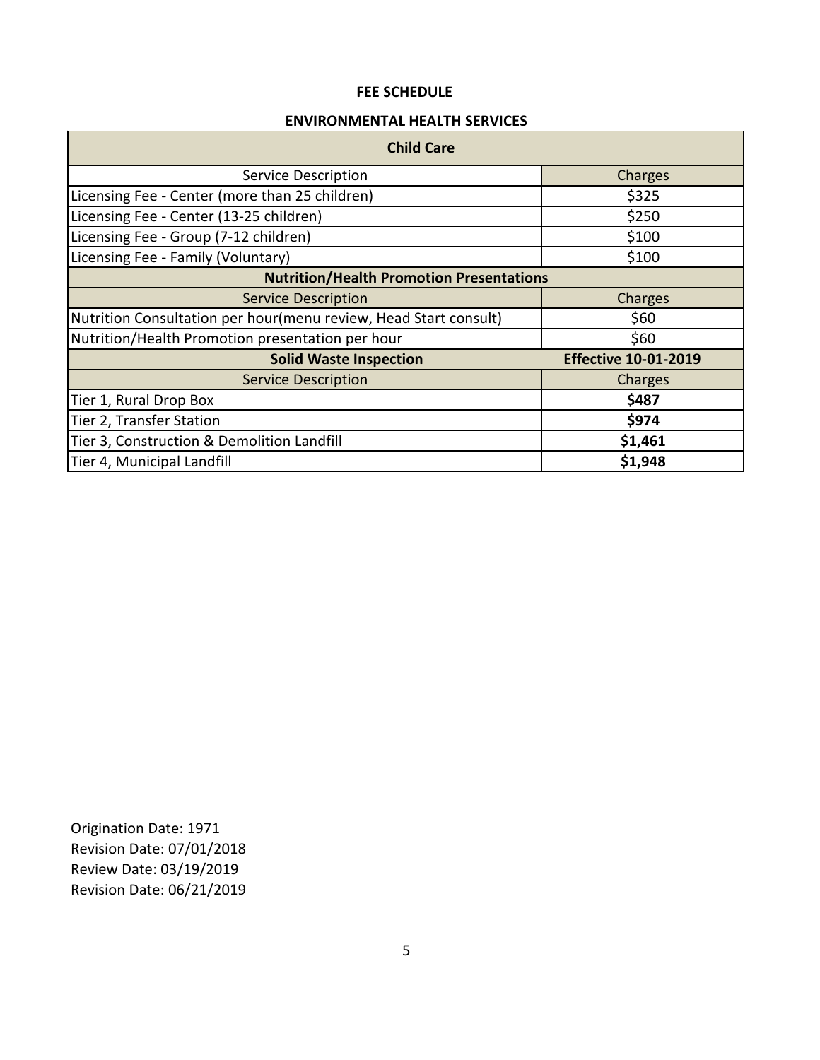**FEE SCHEDULE**

**ENVIRONMENTAL HEALTH SERVICES**

| **Child Care** | |
|---|---|
| Service Description | Charges |
| Licensing Fee - Center (more than 25 children) | $325 |
| Licensing Fee - Center (13-25 children) | $250 |
| Licensing Fee - Group (7-12 children) | $100 |
| Licensing Fee - Family (Voluntary) | $100 |
| **Nutrition/Health Promotion Presentations** | |
| Service Description | Charges |
| Nutrition Consultation per hour(menu review, Head Start consult) | $60 |
| Nutrition/Health Promotion presentation per hour | $60 |
| **Solid Waste Inspection** | **Effective 10-01-2019** |
| Service Description | Charges |
| Tier 1, Rural Drop Box | **$487** |
| Tier 2, Transfer Station | **$974** |
| Tier 3, Construction & Demolition Landfill | **$1,461** |
| Tier 4, Municipal Landfill | **$1,948** |

Origination Date: 1971
Revision Date: 07/01/2018
Review Date: 03/19/2019
Revision Date: 06/21/2019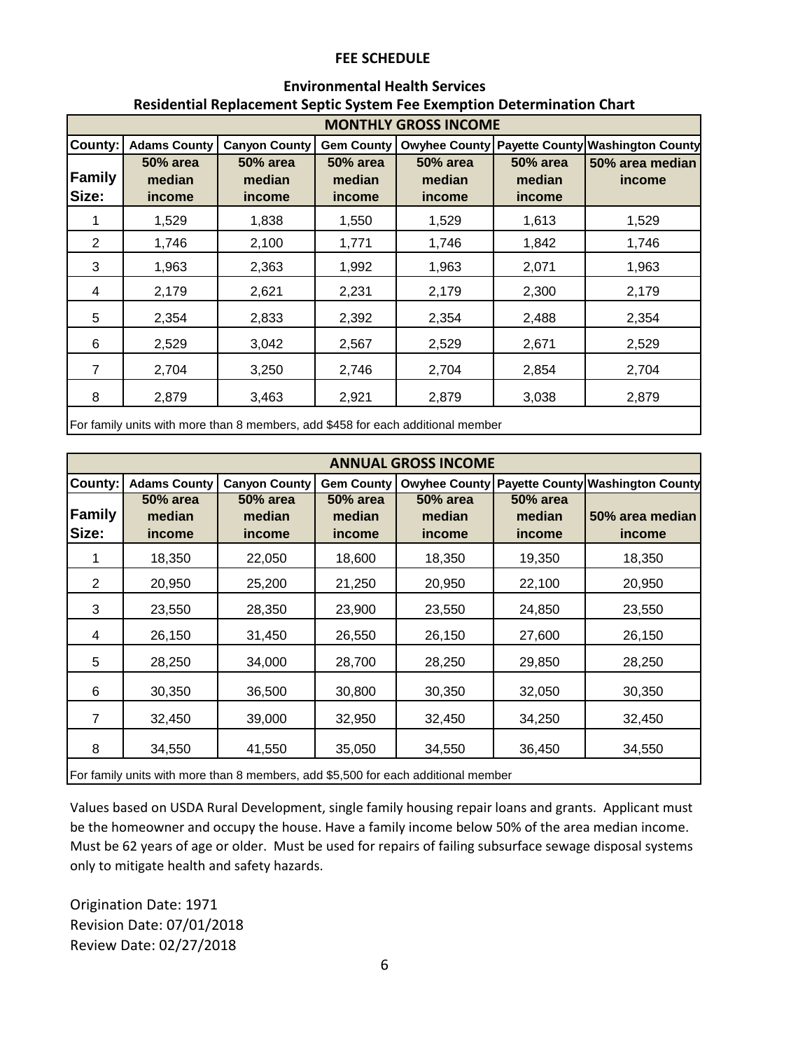**FEE SCHEDULE**

**Environmental Health Services**

**Residential Replacement Septic System Fee Exemption Determination Chart**

| MONTHLY GROSS INCOME | | | | | | |
|---|---|---|---|---|---|---|
| **County:** | **Adams County** | **Canyon County** | **Gem County** | **Owyhee County** | **Payette County** | **Washington County** |
| **Family Size:** | **50% area median income** | **50% area median income** | **50% area median income** | **50% area median income** | **50% area median income** | **50% area median income** |
| 1 | 1,529 | 1,838 | 1,550 | 1,529 | 1,613 | 1,529 |
| 2 | 1,746 | 2,100 | 1,771 | 1,746 | 1,842 | 1,746 |
| 3 | 1,963 | 2,363 | 1,992 | 1,963 | 2,071 | 1,963 |
| 4 | 2,179 | 2,621 | 2,231 | 2,179 | 2,300 | 2,179 |
| 5 | 2,354 | 2,833 | 2,392 | 2,354 | 2,488 | 2,354 |
| 6 | 2,529 | 3,042 | 2,567 | 2,529 | 2,671 | 2,529 |
| 7 | 2,704 | 3,250 | 2,746 | 2,704 | 2,854 | 2,704 |
| 8 | 2,879 | 3,463 | 2,921 | 2,879 | 3,038 | 2,879 |
| For family units with more than 8 members, add $458 for each additional member | | | | | | |

| ANNUAL GROSS INCOME | | | | | | |
|---|---|---|---|---|---|---|
| **County:** | **Adams County** | **Canyon County** | **Gem County** | **Owyhee County** | **Payette County** | **Washington County** |
| **Family Size:** | **50% area median income** | **50% area median income** | **50% area median income** | **50% area median income** | **50% area median income** | **50% area median income** |
| 1 | 18,350 | 22,050 | 18,600 | 18,350 | 19,350 | 18,350 |
| 2 | 20,950 | 25,200 | 21,250 | 20,950 | 22,100 | 20,950 |
| 3 | 23,550 | 28,350 | 23,900 | 23,550 | 24,850 | 23,550 |
| 4 | 26,150 | 31,450 | 26,550 | 26,150 | 27,600 | 26,150 |
| 5 | 28,250 | 34,000 | 28,700 | 28,250 | 29,850 | 28,250 |
| 6 | 30,350 | 36,500 | 30,800 | 30,350 | 32,050 | 30,350 |
| 7 | 32,450 | 39,000 | 32,950 | 32,450 | 34,250 | 32,450 |
| 8 | 34,550 | 41,550 | 35,050 | 34,550 | 36,450 | 34,550 |
| For family units with more than 8 members, add $5,500 for each additional member | | | | | | |

Values based on USDA Rural Development, single family housing repair loans and grants. Applicant must be the homeowner and occupy the house. Have a family income below 50% of the area median income. Must be 62 years of age or older. Must be used for repairs of failing subsurface sewage disposal systems only to mitigate health and safety hazards.

Origination Date: 1971
Revision Date: 07/01/2018
Review Date: 02/27/2018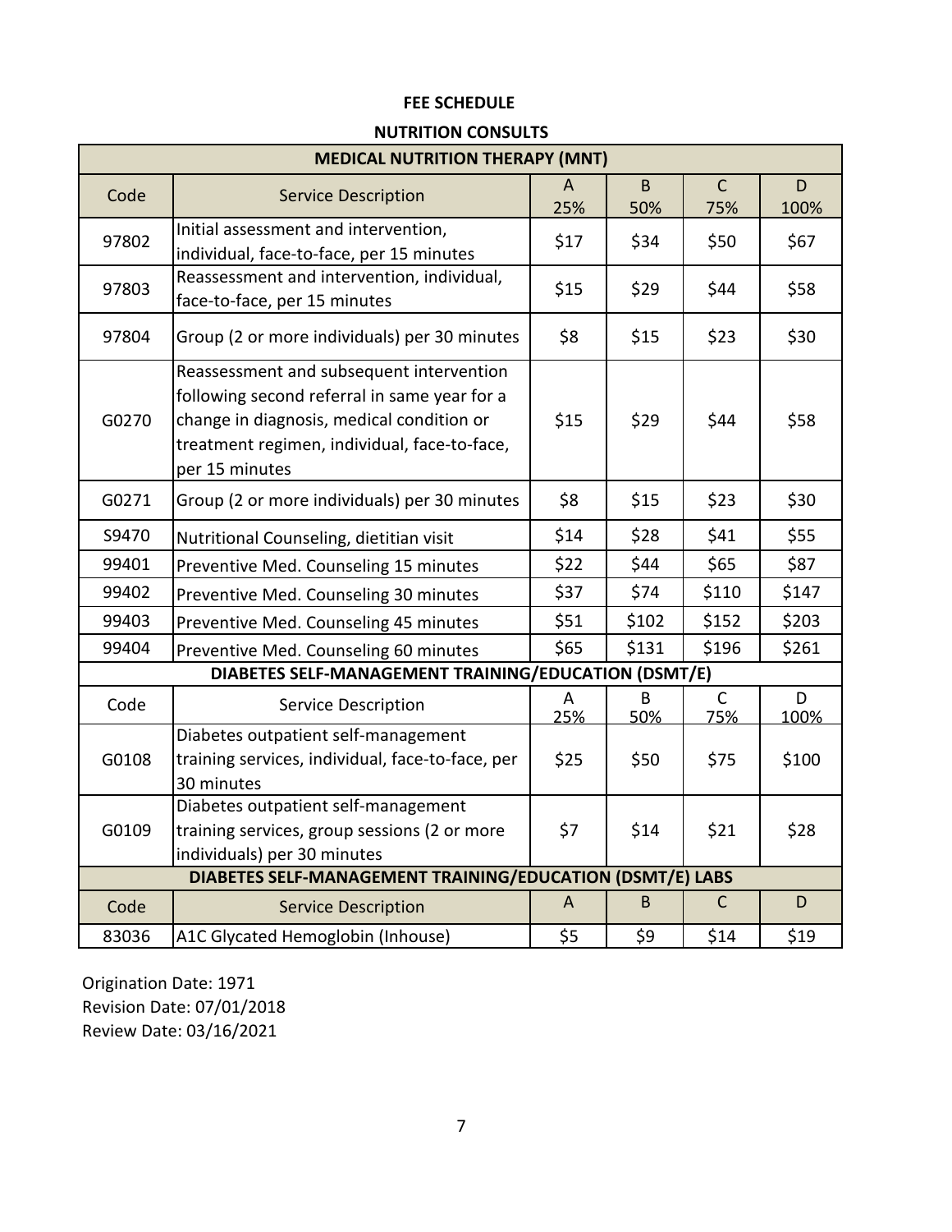# FEE SCHEDULE

## NUTRITION CONSULTS

| MEDICAL NUTRITION THERAPY (MNT) | | | | | |
|---|---|---|---|---|---|
| Code | Service Description | A 25% | B 50% | C 75% | D 100% |
| 97802 | Initial assessment and intervention, individual, face-to-face, per 15 minutes | $17 | $34 | $50 | $67 |
| 97803 | Reassessment and intervention, individual, face-to-face, per 15 minutes | $15 | $29 | $44 | $58 |
| 97804 | Group (2 or more individuals) per 30 minutes | $8 | $15 | $23 | $30 |
| G0270 | Reassessment and subsequent intervention following second referral in same year for a change in diagnosis, medical condition or treatment regimen, individual, face-to-face, per 15 minutes | $15 | $29 | $44 | $58 |
| G0271 | Group (2 or more individuals) per 30 minutes | $8 | $15 | $23 | $30 |
| S9470 | Nutritional Counseling, dietitian visit | $14 | $28 | $41 | $55 |
| 99401 | Preventive Med. Counseling 15 minutes | $22 | $44 | $65 | $87 |
| 99402 | Preventive Med. Counseling 30 minutes | $37 | $74 | $110 | $147 |
| 99403 | Preventive Med. Counseling 45 minutes | $51 | $102 | $152 | $203 |
| 99404 | Preventive Med. Counseling 60 minutes | $65 | $131 | $196 | $261 |
| **DIABETES SELF-MANAGEMENT TRAINING/EDUCATION (DSMT/E)** | | | | | |
| Code | Service Description | A 25% | B 50% | C 75% | D 100% |
| G0108 | Diabetes outpatient self-management training services, individual, face-to-face, per 30 minutes | $25 | $50 | $75 | $100 |
| G0109 | Diabetes outpatient self-management training services, group sessions (2 or more individuals) per 30 minutes | $7 | $14 | $21 | $28 |
| **DIABETES SELF-MANAGEMENT TRAINING/EDUCATION (DSMT/E) LABS** | | | | | |
| Code | Service Description | A | B | C | D |
| 83036 | A1C Glycated Hemoglobin (Inhouse) | $5 | $9 | $14 | $19 |

Origination Date: 1971
Revision Date: 07/01/2018
Review Date: 03/16/2021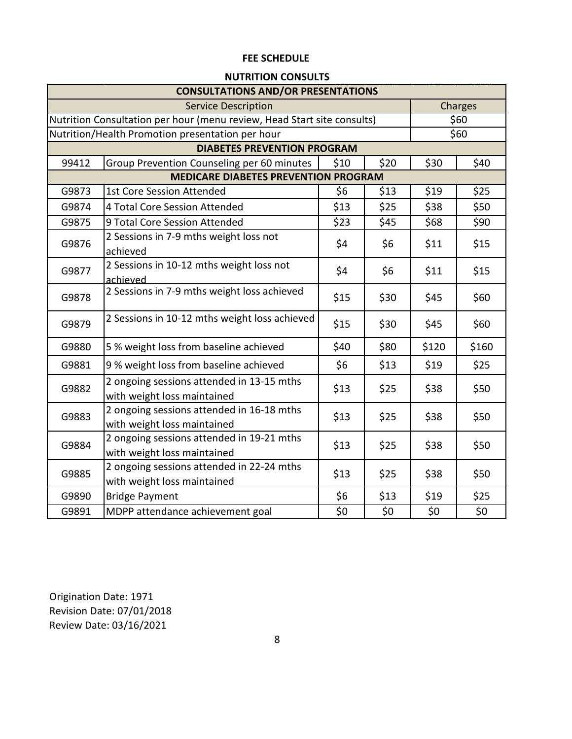# FEE SCHEDULE

## NUTRITION CONSULTS

| CONSULTATIONS AND/OR PRESENTATIONS | | | | | |
|---|---|---|---|---|---|
| Service Description | | | | Charges | |
| Nutrition Consultation per hour (menu review, Head Start site consults) | | | | $60 | |
| Nutrition/Health Promotion presentation per hour | | | | $60 | |
| **DIABETES PREVENTION PROGRAM** | | | | | |
| 99412 | Group Prevention Counseling per 60 minutes | $10 | $20 | $30 | $40 |
| **MEDICARE DIABETES PREVENTION PROGRAM** | | | | | |
| G9873 | 1st Core Session Attended | $6 | $13 | $19 | $25 |
| G9874 | 4 Total Core Session Attended | $13 | $25 | $38 | $50 |
| G9875 | 9 Total Core Session Attended | $23 | $45 | $68 | $90 |
| G9876 | 2 Sessions in 7-9 mths weight loss not achieved | $4 | $6 | $11 | $15 |
| G9877 | 2 Sessions in 10-12 mths weight loss not achieved | $4 | $6 | $11 | $15 |
| G9878 | 2 Sessions in 7-9 mths weight loss achieved | $15 | $30 | $45 | $60 |
| G9879 | 2 Sessions in 10-12 mths weight loss achieved | $15 | $30 | $45 | $60 |
| G9880 | 5 % weight loss from baseline achieved | $40 | $80 | $120 | $160 |
| G9881 | 9 % weight loss from baseline achieved | $6 | $13 | $19 | $25 |
| G9882 | 2 ongoing sessions attended in 13-15 mths with weight loss maintained | $13 | $25 | $38 | $50 |
| G9883 | 2 ongoing sessions attended in 16-18 mths with weight loss maintained | $13 | $25 | $38 | $50 |
| G9884 | 2 ongoing sessions attended in 19-21 mths with weight loss maintained | $13 | $25 | $38 | $50 |
| G9885 | 2 ongoing sessions attended in 22-24 mths with weight loss maintained | $13 | $25 | $38 | $50 |
| G9890 | Bridge Payment | $6 | $13 | $19 | $25 |
| G9891 | MDPP attendance achievement goal | $0 | $0 | $0 | $0 |

Origination Date: 1971
Revision Date: 07/01/2018
Review Date: 03/16/2021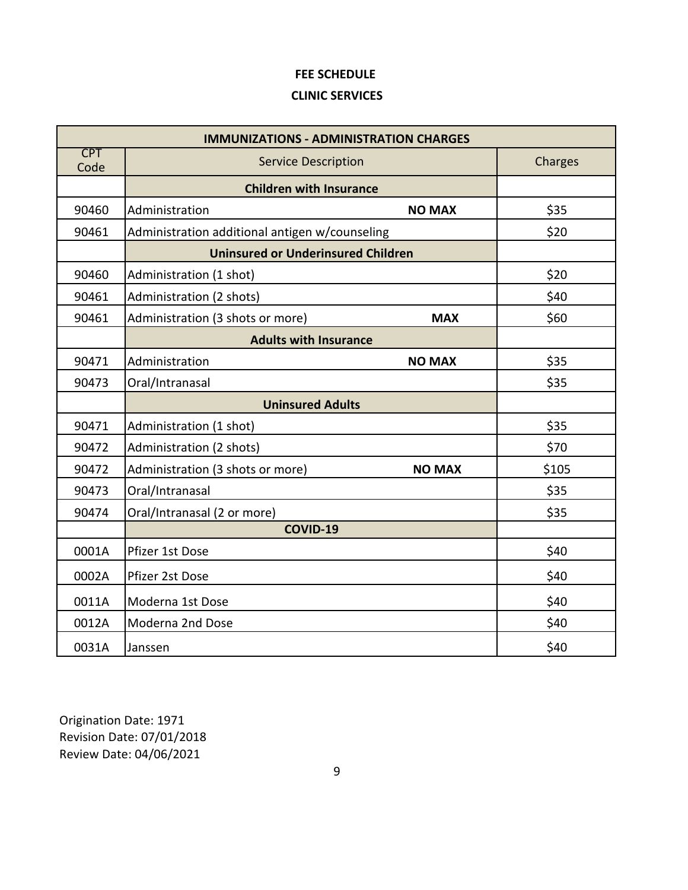**FEE SCHEDULE**

**CLINIC SERVICES**

| IMMUNIZATIONS - ADMINISTRATION CHARGES | | |
|---|---|---|
| CPT Code | Service Description | Charges |
| | **Children with Insurance** | |
| 90460 | Administration **NO MAX** | $35 |
| 90461 | Administration additional antigen w/counseling | $20 |
| | **Uninsured or Underinsured Children** | |
| 90460 | Administration (1 shot) | $20 |
| 90461 | Administration (2 shots) | $40 |
| 90461 | Administration (3 shots or more) **MAX** | $60 |
| | **Adults with Insurance** | |
| 90471 | Administration **NO MAX** | $35 |
| 90473 | Oral/Intranasal | $35 |
| | **Uninsured Adults** | |
| 90471 | Administration (1 shot) | $35 |
| 90472 | Administration (2 shots) | $70 |
| 90472 | Administration (3 shots or more) **NO MAX** | $105 |
| 90473 | Oral/Intranasal | $35 |
| 90474 | Oral/Intranasal (2 or more) | $35 |
| | **COVID-19** | |
| 0001A | Pfizer 1st Dose | $40 |
| 0002A | Pfizer 2st Dose | $40 |
| 0011A | Moderna 1st Dose | $40 |
| 0012A | Moderna 2nd Dose | $40 |
| 0031A | Janssen | $40 |

Origination Date: 1971
Revision Date: 07/01/2018
Review Date: 04/06/2021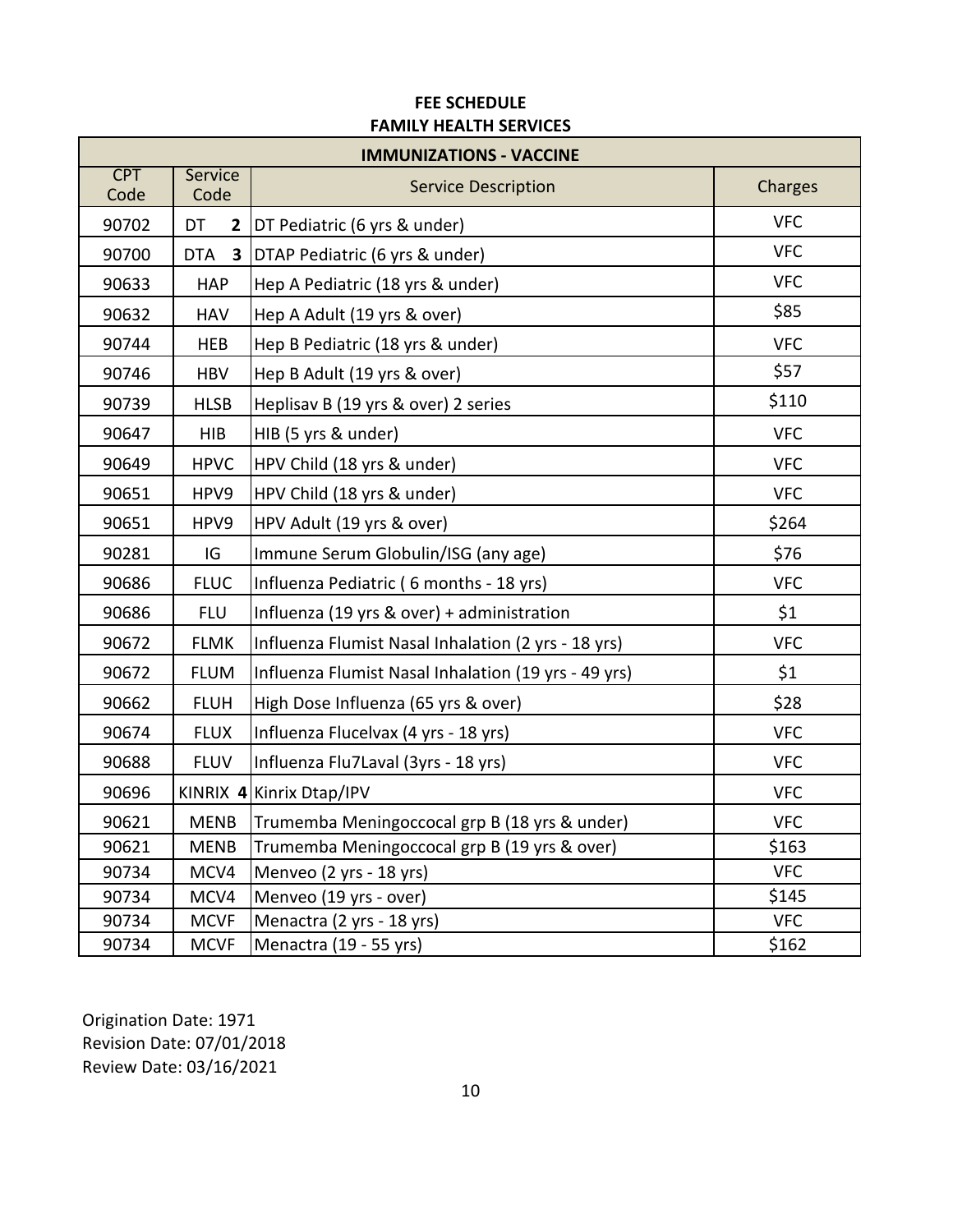**FEE SCHEDULE**

**FAMILY HEALTH SERVICES**

| IMMUNIZATIONS - VACCINE | | | |
|---|---|---|---|
| CPT Code | Service Code | Service Description | Charges |
| 90702 | DT **2** | DT Pediatric (6 yrs & under) | VFC |
| 90700 | DTA **3** | DTAP Pediatric (6 yrs & under) | VFC |
| 90633 | HAP | Hep A Pediatric (18 yrs & under) | VFC |
| 90632 | HAV | Hep A Adult (19 yrs & over) | $85 |
| 90744 | HEB | Hep B Pediatric (18 yrs & under) | VFC |
| 90746 | HBV | Hep B Adult (19 yrs & over) | $57 |
| 90739 | HLSB | Heplisav B (19 yrs & over) 2 series | $110 |
| 90647 | HIB | HIB (5 yrs & under) | VFC |
| 90649 | HPVC | HPV Child (18 yrs & under) | VFC |
| 90651 | HPV9 | HPV Child (18 yrs & under) | VFC |
| 90651 | HPV9 | HPV Adult (19 yrs & over) | $264 |
| 90281 | IG | Immune Serum Globulin/ISG (any age) | $76 |
| 90686 | FLUC | Influenza Pediatric ( 6 months - 18 yrs) | VFC |
| 90686 | FLU | Influenza (19 yrs & over) + administration | $1 |
| 90672 | FLMK | Influenza Flumist Nasal Inhalation (2 yrs - 18 yrs) | VFC |
| 90672 | FLUM | Influenza Flumist Nasal Inhalation (19 yrs - 49 yrs) | $1 |
| 90662 | FLUH | High Dose Influenza (65 yrs & over) | $28 |
| 90674 | FLUX | Influenza Flucelvax (4 yrs - 18 yrs) | VFC |
| 90688 | FLUV | Influenza Flu7Laval (3yrs - 18 yrs) | VFC |
| 90696 | KINRIX **4** | Kinrix Dtap/IPV | VFC |
| 90621 | MENB | Trumemba Meningoccocal grp B (18 yrs & under) | VFC |
| 90621 | MENB | Trumemba Meningoccocal grp B (19 yrs & over) | $163 |
| 90734 | MCV4 | Menveo (2 yrs - 18 yrs) | VFC |
| 90734 | MCV4 | Menveo (19 yrs - over) | $145 |
| 90734 | MCVF | Menactra (2 yrs - 18 yrs) | VFC |
| 90734 | MCVF | Menactra (19 - 55 yrs) | $162 |

Origination Date: 1971
Revision Date: 07/01/2018
Review Date: 03/16/2021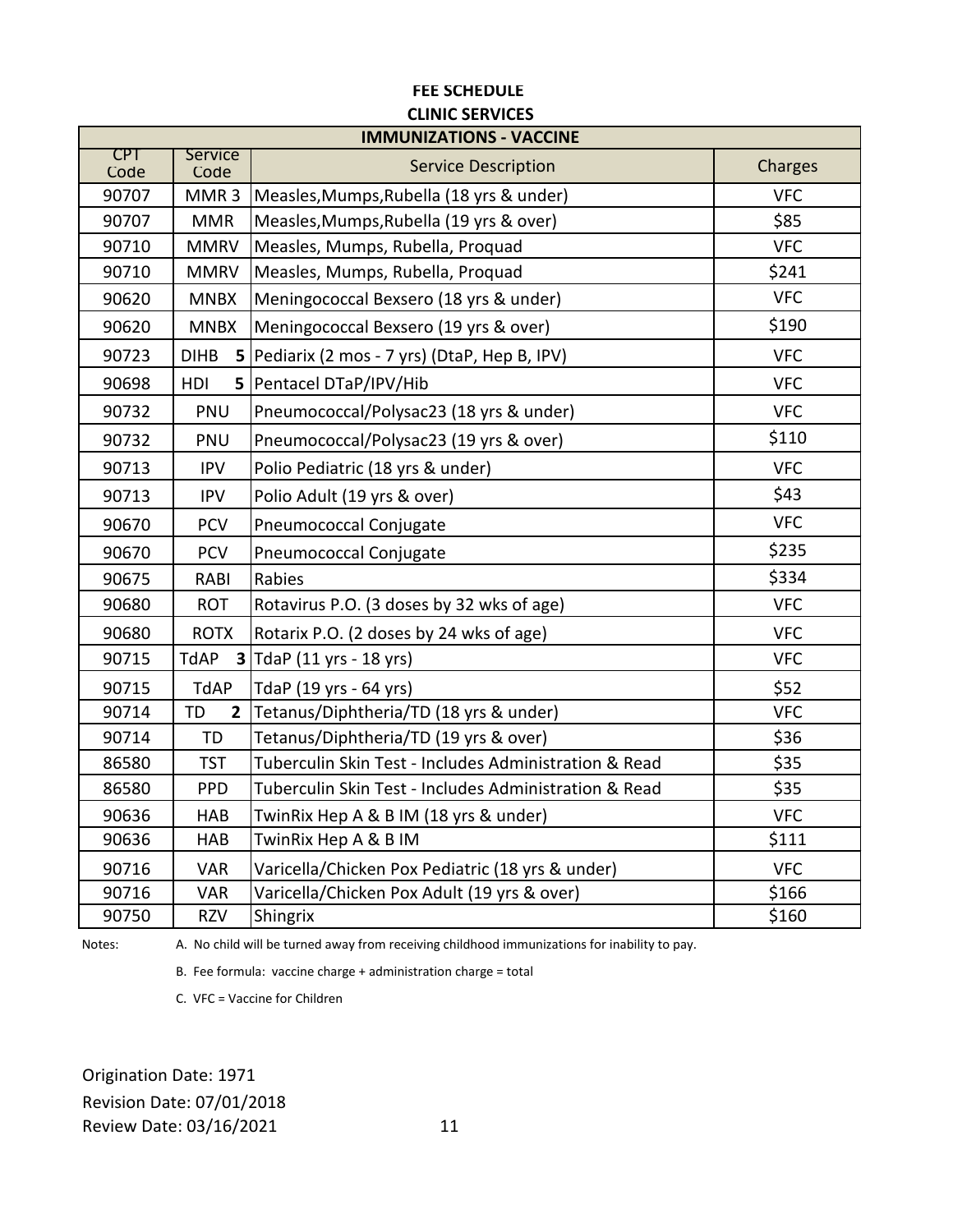# FEE SCHEDULE

## CLINIC SERVICES

| IMMUNIZATIONS - VACCINE | | | |
|---|---|---|---|
| CPT Code | Service Code | Service Description | Charges |
| 90707 | MMR 3 | Measles,Mumps,Rubella (18 yrs & under) | VFC |
| 90707 | MMR | Measles,Mumps,Rubella (19 yrs & over) | $85 |
| 90710 | MMRV | Measles, Mumps, Rubella, Proquad | VFC |
| 90710 | MMRV | Measles, Mumps, Rubella, Proquad | $241 |
| 90620 | MNBX | Meningococcal Bexsero (18 yrs & under) | VFC |
| 90620 | MNBX | Meningococcal Bexsero (19 yrs & over) | $190 |
| 90723 | DIHB **5** | Pediarix (2 mos - 7 yrs) (DtaP, Hep B, IPV) | VFC |
| 90698 | HDI **5** | Pentacel DTaP/IPV/Hib | VFC |
| 90732 | PNU | Pneumococcal/Polysac23 (18 yrs & under) | VFC |
| 90732 | PNU | Pneumococcal/Polysac23 (19 yrs & over) | $110 |
| 90713 | IPV | Polio Pediatric (18 yrs & under) | VFC |
| 90713 | IPV | Polio Adult (19 yrs & over) | $43 |
| 90670 | PCV | Pneumococcal Conjugate | VFC |
| 90670 | PCV | Pneumococcal Conjugate | $235 |
| 90675 | RABI | Rabies | $334 |
| 90680 | ROT | Rotavirus P.O. (3 doses by 32 wks of age) | VFC |
| 90680 | ROTX | Rotarix P.O. (2 doses by 24 wks of age) | VFC |
| 90715 | TdAP **3** | TdaP (11 yrs - 18 yrs) | VFC |
| 90715 | TdAP | TdaP (19 yrs - 64 yrs) | $52 |
| 90714 | TD **2** | Tetanus/Diphtheria/TD (18 yrs & under) | VFC |
| 90714 | TD | Tetanus/Diphtheria/TD (19 yrs & over) | $36 |
| 86580 | TST | Tuberculin Skin Test - Includes Administration & Read | $35 |
| 86580 | PPD | Tuberculin Skin Test - Includes Administration & Read | $35 |
| 90636 | HAB | TwinRix Hep A & B IM (18 yrs & under) | VFC |
| 90636 | HAB | TwinRix Hep A & B IM | $111 |
| 90716 | VAR | Varicella/Chicken Pox Pediatric (18 yrs & under) | VFC |
| 90716 | VAR | Varicella/Chicken Pox Adult (19 yrs & over) | $166 |
| 90750 | RZV | Shingrix | $160 |

Notes:

A. No child will be turned away from receiving childhood immunizations for inability to pay.

B. Fee formula: vaccine charge + administration charge = total

C. VFC = Vaccine for Children

Origination Date: 1971
Revision Date: 07/01/2018
Review Date: 03/16/2021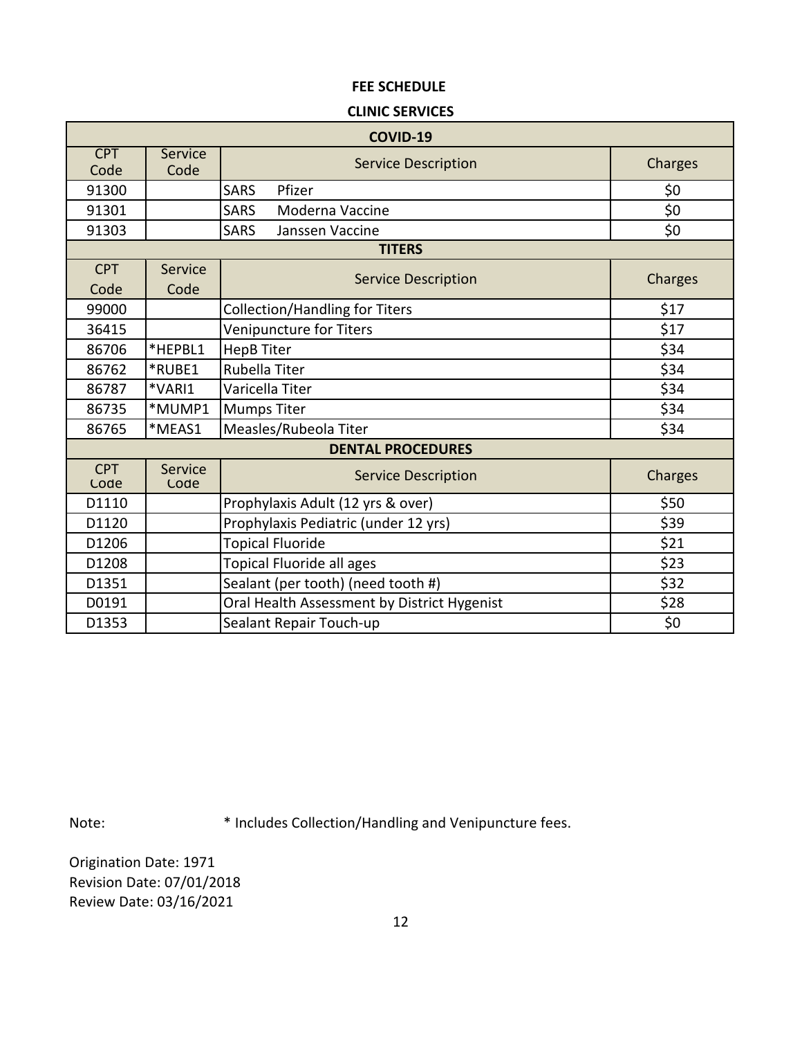**FEE SCHEDULE**

**CLINIC SERVICES**

| CPT Code | Service Code | Service Description | Charges |
|---|---|---|---|
| **COVID-19** | | | |
| 91300 | | SARS Pfizer | $0 |
| 91301 | | SARS Moderna Vaccine | $0 |
| 91303 | | SARS Janssen Vaccine | $0 |
| **TITERS** | | | |
| CPT Code | Service Code | Service Description | Charges |
| 99000 | | Collection/Handling for Titers | $17 |
| 36415 | | Venipuncture for Titers | $17 |
| 86706 | *HEPBL1 | HepB Titer | $34 |
| 86762 | *RUBE1 | Rubella Titer | $34 |
| 86787 | *VARI1 | Varicella Titer | $34 |
| 86735 | *MUMP1 | Mumps Titer | $34 |
| 86765 | *MEAS1 | Measles/Rubeola Titer | $34 |
| **DENTAL PROCEDURES** | | | |
| CPT Code | Service Code | Service Description | Charges |
| D1110 | | Prophylaxis Adult (12 yrs & over) | $50 |
| D1120 | | Prophylaxis Pediatric (under 12 yrs) | $39 |
| D1206 | | Topical Fluoride | $21 |
| D1208 | | Topical Fluoride all ages | $23 |
| D1351 | | Sealant (per tooth) (need tooth #) | $32 |
| D0191 | | Oral Health Assessment by District Hygenist | $28 |
| D1353 | | Sealant Repair Touch-up | $0 |

Note: * Includes Collection/Handling and Venipuncture fees.

Origination Date: 1971
Revision Date: 07/01/2018
Review Date: 03/16/2021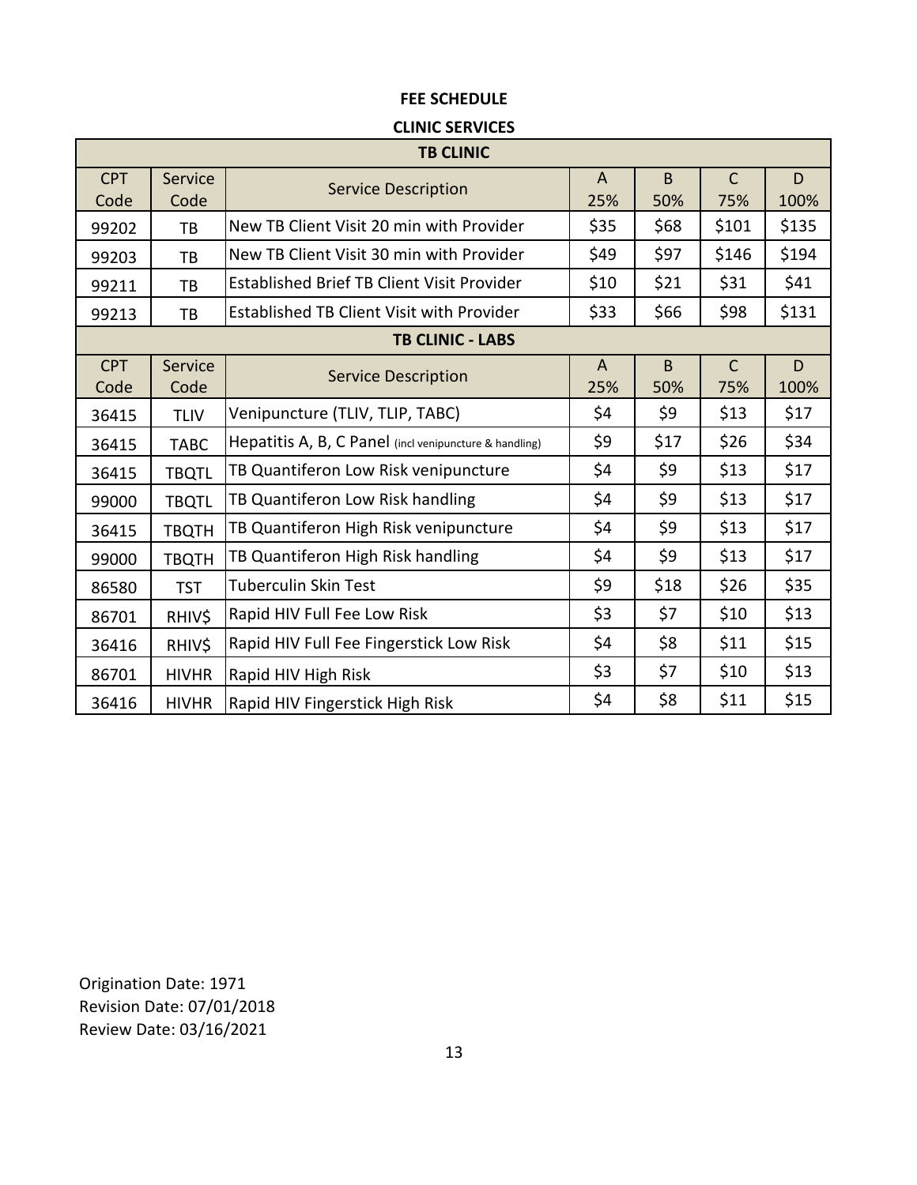**FEE SCHEDULE**

**CLINIC SERVICES**

| TB CLINIC | | | | | | |
|---|---|---|---|---|---|---|
| CPT Code | Service Code | Service Description | A 25% | B 50% | C 75% | D 100% |
| 99202 | TB | New TB Client Visit 20 min with Provider | $35 | $68 | $101 | $135 |
| 99203 | TB | New TB Client Visit 30 min with Provider | $49 | $97 | $146 | $194 |
| 99211 | TB | Established Brief TB Client Visit Provider | $10 | $21 | $31 | $41 |
| 99213 | TB | Established TB Client Visit with Provider | $33 | $66 | $98 | $131 |

| TB CLINIC - LABS | | | | | | |
|---|---|---|---|---|---|---|
| CPT Code | Service Code | Service Description | A 25% | B 50% | C 75% | D 100% |
| 36415 | TLIV | Venipuncture (TLIV, TLIP, TABC) | $4 | $9 | $13 | $17 |
| 36415 | TABC | Hepatitis A, B, C Panel (incl venipuncture & handling) | $9 | $17 | $26 | $34 |
| 36415 | TBQTL | TB Quantiferon Low Risk venipuncture | $4 | $9 | $13 | $17 |
| 99000 | TBQTL | TB Quantiferon Low Risk handling | $4 | $9 | $13 | $17 |
| 36415 | TBQTH | TB Quantiferon High Risk venipuncture | $4 | $9 | $13 | $17 |
| 99000 | TBQTH | TB Quantiferon High Risk handling | $4 | $9 | $13 | $17 |
| 86580 | TST | Tuberculin Skin Test | $9 | $18 | $26 | $35 |
| 86701 | RHIV$ | Rapid HIV Full Fee Low Risk | $3 | $7 | $10 | $13 |
| 36416 | RHIV$ | Rapid HIV Full Fee Fingerstick Low Risk | $4 | $8 | $11 | $15 |
| 86701 | HIVHR | Rapid HIV High Risk | $3 | $7 | $10 | $13 |
| 36416 | HIVHR | Rapid HIV Fingerstick High Risk | $4 | $8 | $11 | $15 |

Origination Date: 1971
Revision Date: 07/01/2018
Review Date: 03/16/2021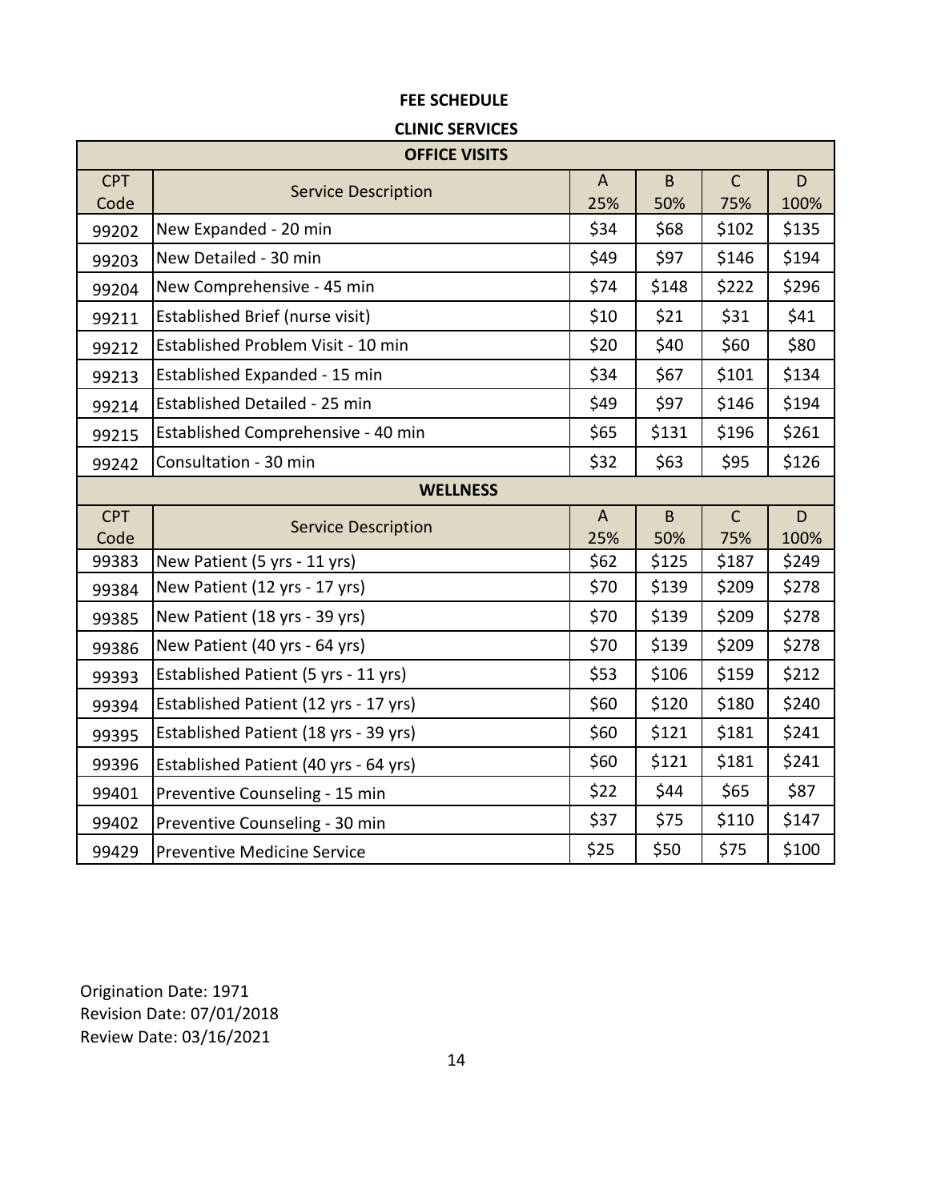# FEE SCHEDULE

## CLINIC SERVICES

| OFFICE VISITS | | | | | |
|---|---|---|---|---|---|
| CPT Code | Service Description | A 25% | B 50% | C 75% | D 100% |
| 99202 | New Expanded - 20 min | $34 | $68 | $102 | $135 |
| 99203 | New Detailed - 30 min | $49 | $97 | $146 | $194 |
| 99204 | New Comprehensive - 45 min | $74 | $148 | $222 | $296 |
| 99211 | Established Brief (nurse visit) | $10 | $21 | $31 | $41 |
| 99212 | Established Problem Visit - 10 min | $20 | $40 | $60 | $80 |
| 99213 | Established Expanded - 15 min | $34 | $67 | $101 | $134 |
| 99214 | Established Detailed - 25 min | $49 | $97 | $146 | $194 |
| 99215 | Established Comprehensive - 40 min | $65 | $131 | $196 | $261 |
| 99242 | Consultation - 30 min | $32 | $63 | $95 | $126 |

| WELLNESS | | | | | |
|---|---|---|---|---|---|
| CPT Code | Service Description | A 25% | B 50% | C 75% | D 100% |
| 99383 | New Patient (5 yrs - 11 yrs) | $62 | $125 | $187 | $249 |
| 99384 | New Patient (12 yrs - 17 yrs) | $70 | $139 | $209 | $278 |
| 99385 | New Patient (18 yrs - 39 yrs) | $70 | $139 | $209 | $278 |
| 99386 | New Patient (40 yrs - 64 yrs) | $70 | $139 | $209 | $278 |
| 99393 | Established Patient (5 yrs - 11 yrs) | $53 | $106 | $159 | $212 |
| 99394 | Established Patient (12 yrs - 17 yrs) | $60 | $120 | $180 | $240 |
| 99395 | Established Patient (18 yrs - 39 yrs) | $60 | $121 | $181 | $241 |
| 99396 | Established Patient (40 yrs - 64 yrs) | $60 | $121 | $181 | $241 |
| 99401 | Preventive Counseling - 15 min | $22 | $44 | $65 | $87 |
| 99402 | Preventive Counseling - 30 min | $37 | $75 | $110 | $147 |
| 99429 | Preventive Medicine Service | $25 | $50 | $75 | $100 |

Origination Date: 1971
Revision Date: 07/01/2018
Review Date: 03/16/2021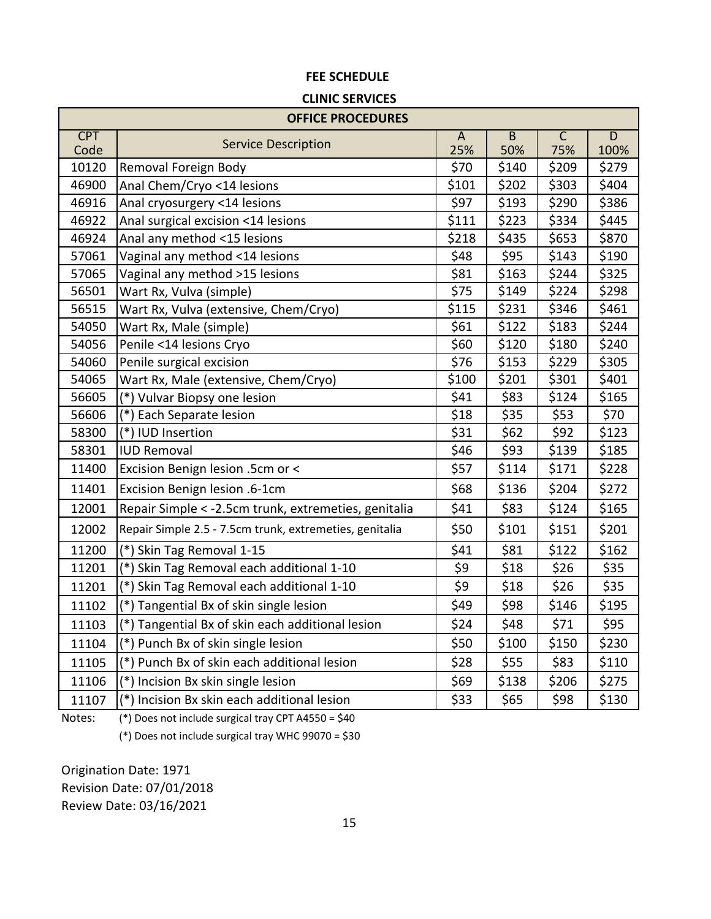**FEE SCHEDULE**

**CLINIC SERVICES**

| OFFICE PROCEDURES | | | | | |
|---|---|---|---|---|---|
| CPT Code | Service Description | A 25% | B 50% | C 75% | D 100% |
| 10120 | Removal Foreign Body | $70 | $140 | $209 | $279 |
| 46900 | Anal Chem/Cryo <14 lesions | $101 | $202 | $303 | $404 |
| 46916 | Anal cryosurgery <14 lesions | $97 | $193 | $290 | $386 |
| 46922 | Anal surgical excision <14 lesions | $111 | $223 | $334 | $445 |
| 46924 | Anal any method <15 lesions | $218 | $435 | $653 | $870 |
| 57061 | Vaginal any method <14 lesions | $48 | $95 | $143 | $190 |
| 57065 | Vaginal any method >15 lesions | $81 | $163 | $244 | $325 |
| 56501 | Wart Rx, Vulva (simple) | $75 | $149 | $224 | $298 |
| 56515 | Wart Rx, Vulva (extensive, Chem/Cryo) | $115 | $231 | $346 | $461 |
| 54050 | Wart Rx, Male (simple) | $61 | $122 | $183 | $244 |
| 54056 | Penile <14 lesions Cryo | $60 | $120 | $180 | $240 |
| 54060 | Penile surgical excision | $76 | $153 | $229 | $305 |
| 54065 | Wart Rx, Male (extensive, Chem/Cryo) | $100 | $201 | $301 | $401 |
| 56605 | (*) Vulvar Biopsy one lesion | $41 | $83 | $124 | $165 |
| 56606 | (*) Each Separate lesion | $18 | $35 | $53 | $70 |
| 58300 | (*) IUD Insertion | $31 | $62 | $92 | $123 |
| 58301 | IUD Removal | $46 | $93 | $139 | $185 |
| 11400 | Excision Benign lesion .5cm or < | $57 | $114 | $171 | $228 |
| 11401 | Excision Benign lesion .6-1cm | $68 | $136 | $204 | $272 |
| 12001 | Repair Simple < -2.5cm trunk, extremeties, genitalia | $41 | $83 | $124 | $165 |
| 12002 | Repair Simple 2.5 - 7.5cm trunk, extremeties, genitalia | $50 | $101 | $151 | $201 |
| 11200 | (*) Skin Tag Removal 1-15 | $41 | $81 | $122 | $162 |
| 11201 | (*) Skin Tag Removal each additional 1-10 | $9 | $18 | $26 | $35 |
| 11201 | (*) Skin Tag Removal each additional 1-10 | $9 | $18 | $26 | $35 |
| 11102 | (*) Tangential Bx of skin single lesion | $49 | $98 | $146 | $195 |
| 11103 | (*) Tangential Bx of skin each additional lesion | $24 | $48 | $71 | $95 |
| 11104 | (*) Punch Bx of skin single lesion | $50 | $100 | $150 | $230 |
| 11105 | (*) Punch Bx of skin each additional lesion | $28 | $55 | $83 | $110 |
| 11106 | (*) Incision Bx skin single lesion | $69 | $138 | $206 | $275 |
| 11107 | (*) Incision Bx skin each additional lesion | $33 | $65 | $98 | $130 |

Notes: (*) Does not include surgical tray CPT A4550 = $40

(*) Does not include surgical tray WHC 99070 = $30

Origination Date: 1971
Revision Date: 07/01/2018
Review Date: 03/16/2021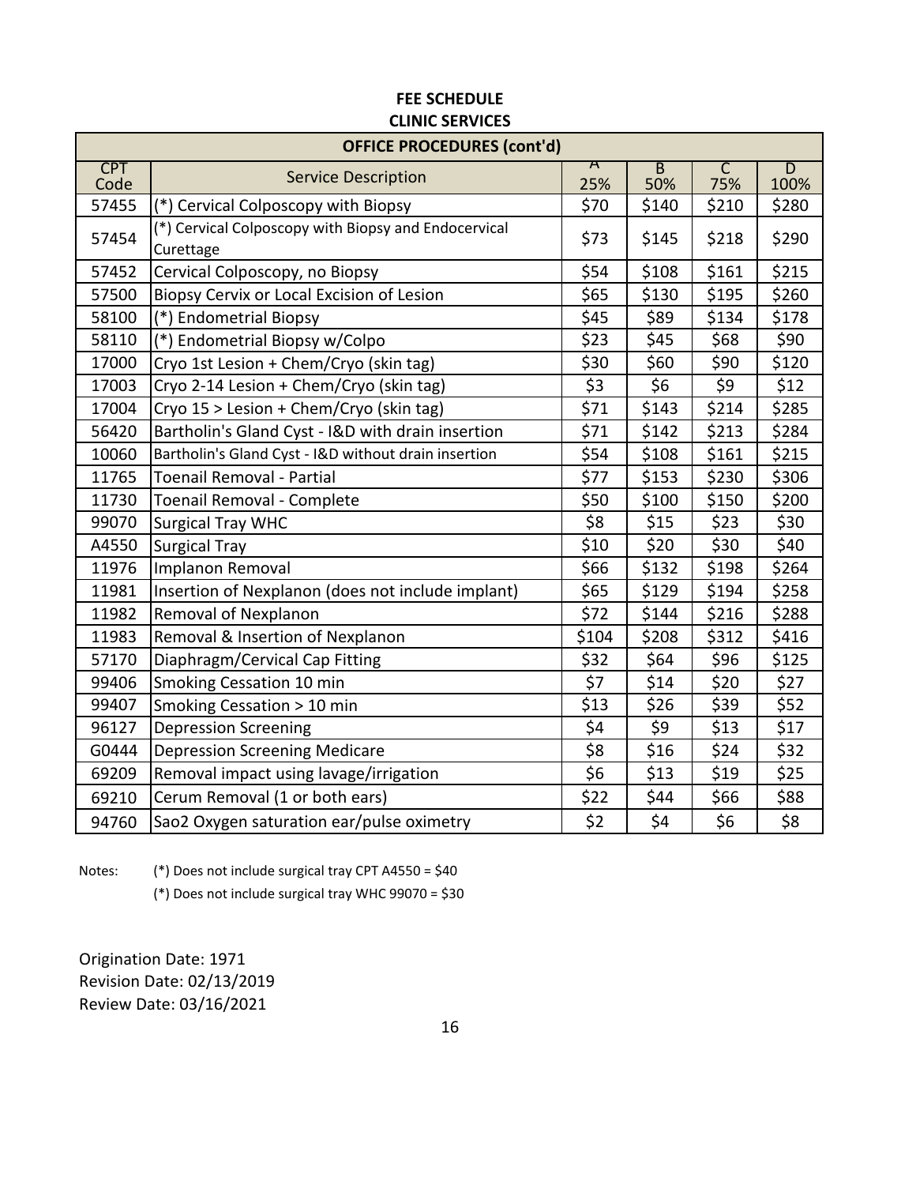**FEE SCHEDULE**
**CLINIC SERVICES**

| OFFICE PROCEDURES (cont'd) | | | | | |
|---|---|---|---|---|---|
| CPT Code | Service Description | A 25% | B 50% | C 75% | D 100% |
| 57455 | (*) Cervical Colposcopy with Biopsy | $70 | $140 | $210 | $280 |
| 57454 | (*) Cervical Colposcopy with Biopsy and Endocervical Curettage | $73 | $145 | $218 | $290 |
| 57452 | Cervical Colposcopy, no Biopsy | $54 | $108 | $161 | $215 |
| 57500 | Biopsy Cervix or Local Excision of Lesion | $65 | $130 | $195 | $260 |
| 58100 | (*) Endometrial Biopsy | $45 | $89 | $134 | $178 |
| 58110 | (*) Endometrial Biopsy w/Colpo | $23 | $45 | $68 | $90 |
| 17000 | Cryo 1st Lesion + Chem/Cryo (skin tag) | $30 | $60 | $90 | $120 |
| 17003 | Cryo 2-14 Lesion + Chem/Cryo (skin tag) | $3 | $6 | $9 | $12 |
| 17004 | Cryo 15 > Lesion + Chem/Cryo (skin tag) | $71 | $143 | $214 | $285 |
| 56420 | Bartholin's Gland Cyst - I&D with drain insertion | $71 | $142 | $213 | $284 |
| 10060 | Bartholin's Gland Cyst - I&D without drain insertion | $54 | $108 | $161 | $215 |
| 11765 | Toenail Removal - Partial | $77 | $153 | $230 | $306 |
| 11730 | Toenail Removal - Complete | $50 | $100 | $150 | $200 |
| 99070 | Surgical Tray WHC | $8 | $15 | $23 | $30 |
| A4550 | Surgical Tray | $10 | $20 | $30 | $40 |
| 11976 | Implanon Removal | $66 | $132 | $198 | $264 |
| 11981 | Insertion of Nexplanon (does not include implant) | $65 | $129 | $194 | $258 |
| 11982 | Removal of Nexplanon | $72 | $144 | $216 | $288 |
| 11983 | Removal & Insertion of Nexplanon | $104 | $208 | $312 | $416 |
| 57170 | Diaphragm/Cervical Cap Fitting | $32 | $64 | $96 | $125 |
| 99406 | Smoking Cessation 10 min | $7 | $14 | $20 | $27 |
| 99407 | Smoking Cessation > 10 min | $13 | $26 | $39 | $52 |
| 96127 | Depression Screening | $4 | $9 | $13 | $17 |
| G0444 | Depression Screening Medicare | $8 | $16 | $24 | $32 |
| 69209 | Removal impact using lavage/irrigation | $6 | $13 | $19 | $25 |
| 69210 | Cerum Removal (1 or both ears) | $22 | $44 | $66 | $88 |
| 94760 | Sao2 Oxygen saturation ear/pulse oximetry | $2 | $4 | $6 | $8 |

Notes: (*) Does not include surgical tray CPT A4550 = $40

(*) Does not include surgical tray WHC 99070 = $30

Origination Date: 1971
Revision Date: 02/13/2019
Review Date: 03/16/2021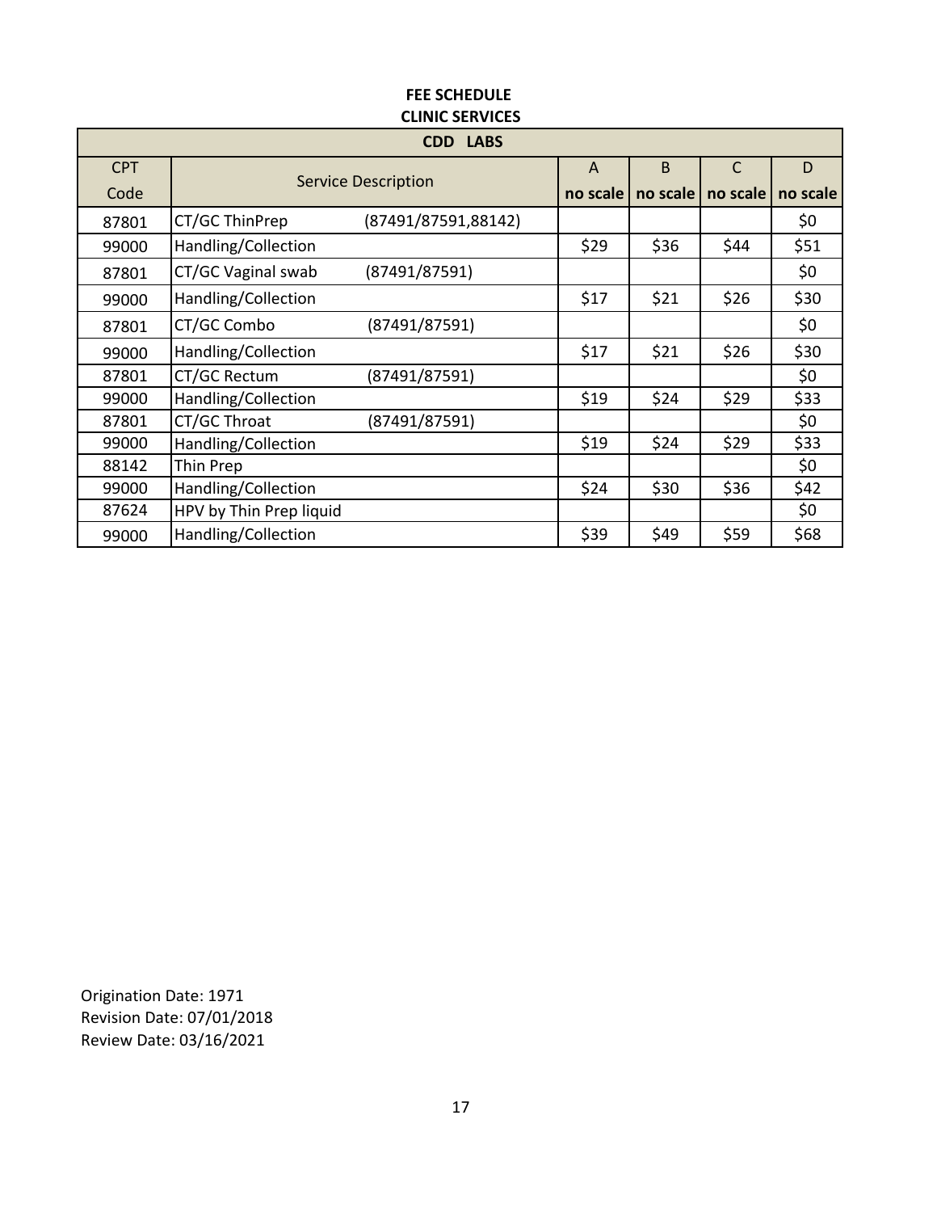# FEE SCHEDULE
## CLINIC SERVICES

| CDD LABS | | | | | | |
|---|---|---|---|---|---|---|
| CPT Code | Service Description | | A no scale | B no scale | C no scale | D no scale |
| 87801 | CT/GC ThinPrep | (87491/87591,88142) | | | | $0 |
| 99000 | Handling/Collection | | $29 | $36 | $44 | $51 |
| 87801 | CT/GC Vaginal swab | (87491/87591) | | | | $0 |
| 99000 | Handling/Collection | | $17 | $21 | $26 | $30 |
| 87801 | CT/GC Combo | (87491/87591) | | | | $0 |
| 99000 | Handling/Collection | | $17 | $21 | $26 | $30 |
| 87801 | CT/GC Rectum | (87491/87591) | | | | $0 |
| 99000 | Handling/Collection | | $19 | $24 | $29 | $33 |
| 87801 | CT/GC Throat | (87491/87591) | | | | $0 |
| 99000 | Handling/Collection | | $19 | $24 | $29 | $33 |
| 88142 | Thin Prep | | | | | $0 |
| 99000 | Handling/Collection | | $24 | $30 | $36 | $42 |
| 87624 | HPV by Thin Prep liquid | | | | | $0 |
| 99000 | Handling/Collection | | $39 | $49 | $59 | $68 |

Origination Date: 1971
Revision Date: 07/01/2018
Review Date: 03/16/2021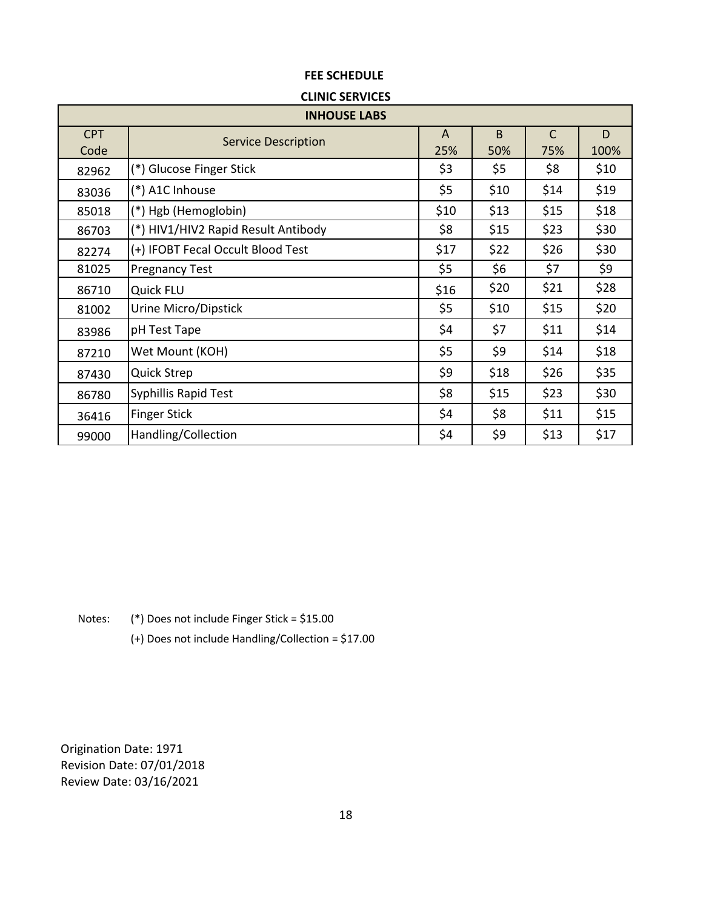## FEE SCHEDULE

### CLINIC SERVICES

| INHOUSE LABS | | | | | |
|---|---|---|---|---|---|
| CPT Code | Service Description | A 25% | B 50% | C 75% | D 100% |
| 82962 | (*) Glucose Finger Stick | $3 | $5 | $8 | $10 |
| 83036 | (*) A1C Inhouse | $5 | $10 | $14 | $19 |
| 85018 | (*) Hgb (Hemoglobin) | $10 | $13 | $15 | $18 |
| 86703 | (*) HIV1/HIV2 Rapid Result Antibody | $8 | $15 | $23 | $30 |
| 82274 | (+) IFOBT Fecal Occult Blood Test | $17 | $22 | $26 | $30 |
| 81025 | Pregnancy Test | $5 | $6 | $7 | $9 |
| 86710 | Quick FLU | $16 | $20 | $21 | $28 |
| 81002 | Urine Micro/Dipstick | $5 | $10 | $15 | $20 |
| 83986 | pH Test Tape | $4 | $7 | $11 | $14 |
| 87210 | Wet Mount (KOH) | $5 | $9 | $14 | $18 |
| 87430 | Quick Strep | $9 | $18 | $26 | $35 |
| 86780 | Syphillis Rapid Test | $8 | $15 | $23 | $30 |
| 36416 | Finger Stick | $4 | $8 | $11 | $15 |
| 99000 | Handling/Collection | $4 | $9 | $13 | $17 |

Notes: (*) Does not include Finger Stick = $15.00

(+) Does not include Handling/Collection = $17.00

Origination Date: 1971
Revision Date: 07/01/2018
Review Date: 03/16/2021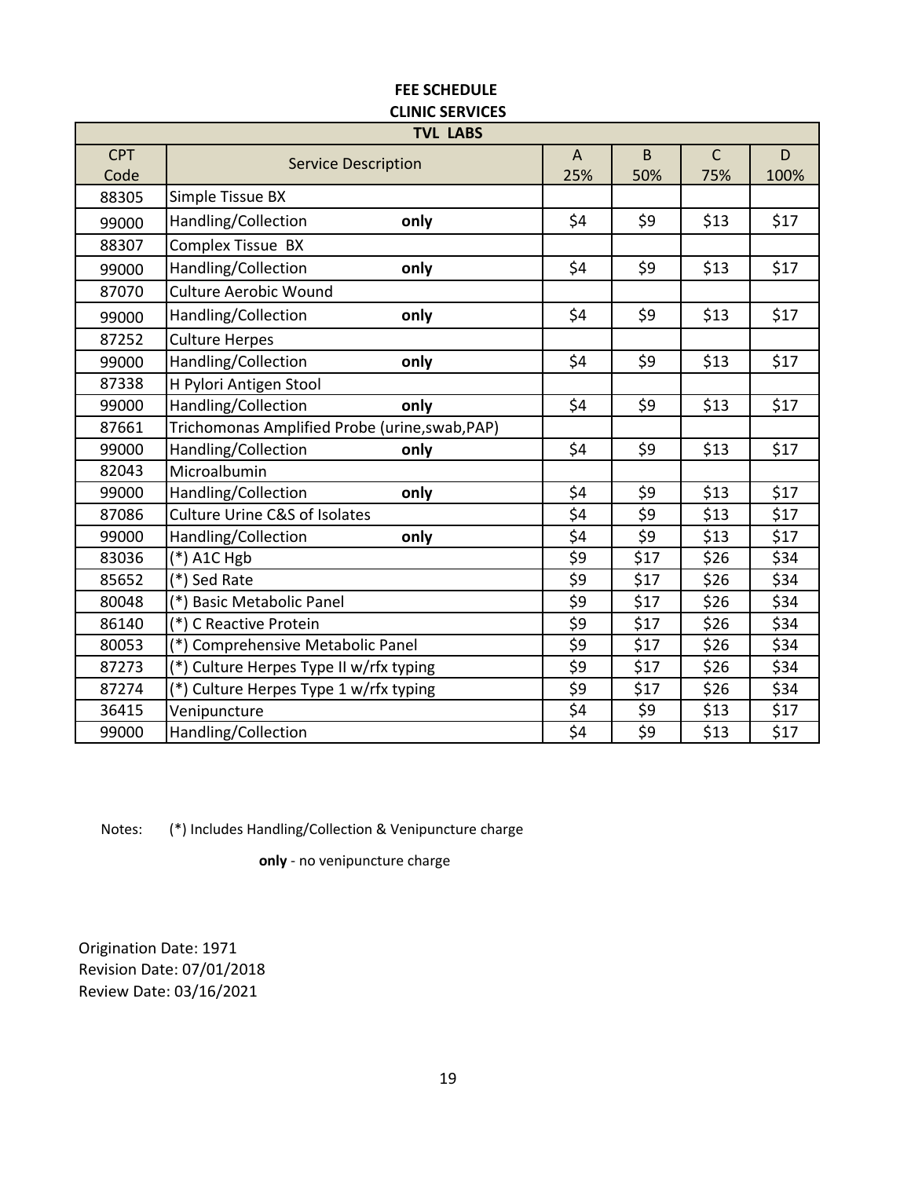**FEE SCHEDULE**

**CLINIC SERVICES**

| TVL LABS | | | | | |
|---|---|---|---|---|---|
| CPT Code | Service Description | A 25% | B 50% | C 75% | D 100% |
| 88305 | Simple Tissue BX | | | | |
| 99000 | Handling/Collection **only** | $4 | $9 | $13 | $17 |
| 88307 | Complex Tissue BX | | | | |
| 99000 | Handling/Collection **only** | $4 | $9 | $13 | $17 |
| 87070 | Culture Aerobic Wound | | | | |
| 99000 | Handling/Collection **only** | $4 | $9 | $13 | $17 |
| 87252 | Culture Herpes | | | | |
| 99000 | Handling/Collection **only** | $4 | $9 | $13 | $17 |
| 87338 | H Pylori Antigen Stool | | | | |
| 99000 | Handling/Collection **only** | $4 | $9 | $13 | $17 |
| 87661 | Trichomonas Amplified Probe (urine,swab,PAP) | | | | |
| 99000 | Handling/Collection **only** | $4 | $9 | $13 | $17 |
| 82043 | Microalbumin | | | | |
| 99000 | Handling/Collection **only** | $4 | $9 | $13 | $17 |
| 87086 | Culture Urine C&S of Isolates | $4 | $9 | $13 | $17 |
| 99000 | Handling/Collection **only** | $4 | $9 | $13 | $17 |
| 83036 | (*) A1C Hgb | $9 | $17 | $26 | $34 |
| 85652 | (*) Sed Rate | $9 | $17 | $26 | $34 |
| 80048 | (*) Basic Metabolic Panel | $9 | $17 | $26 | $34 |
| 86140 | (*) C Reactive Protein | $9 | $17 | $26 | $34 |
| 80053 | (*) Comprehensive Metabolic Panel | $9 | $17 | $26 | $34 |
| 87273 | (*) Culture Herpes Type II w/rfx typing | $9 | $17 | $26 | $34 |
| 87274 | (*) Culture Herpes Type 1 w/rfx typing | $9 | $17 | $26 | $34 |
| 36415 | Venipuncture | $4 | $9 | $13 | $17 |
| 99000 | Handling/Collection | $4 | $9 | $13 | $17 |

Notes: (*) Includes Handling/Collection & Venipuncture charge

**only** - no venipuncture charge

Origination Date: 1971
Revision Date: 07/01/2018
Review Date: 03/16/2021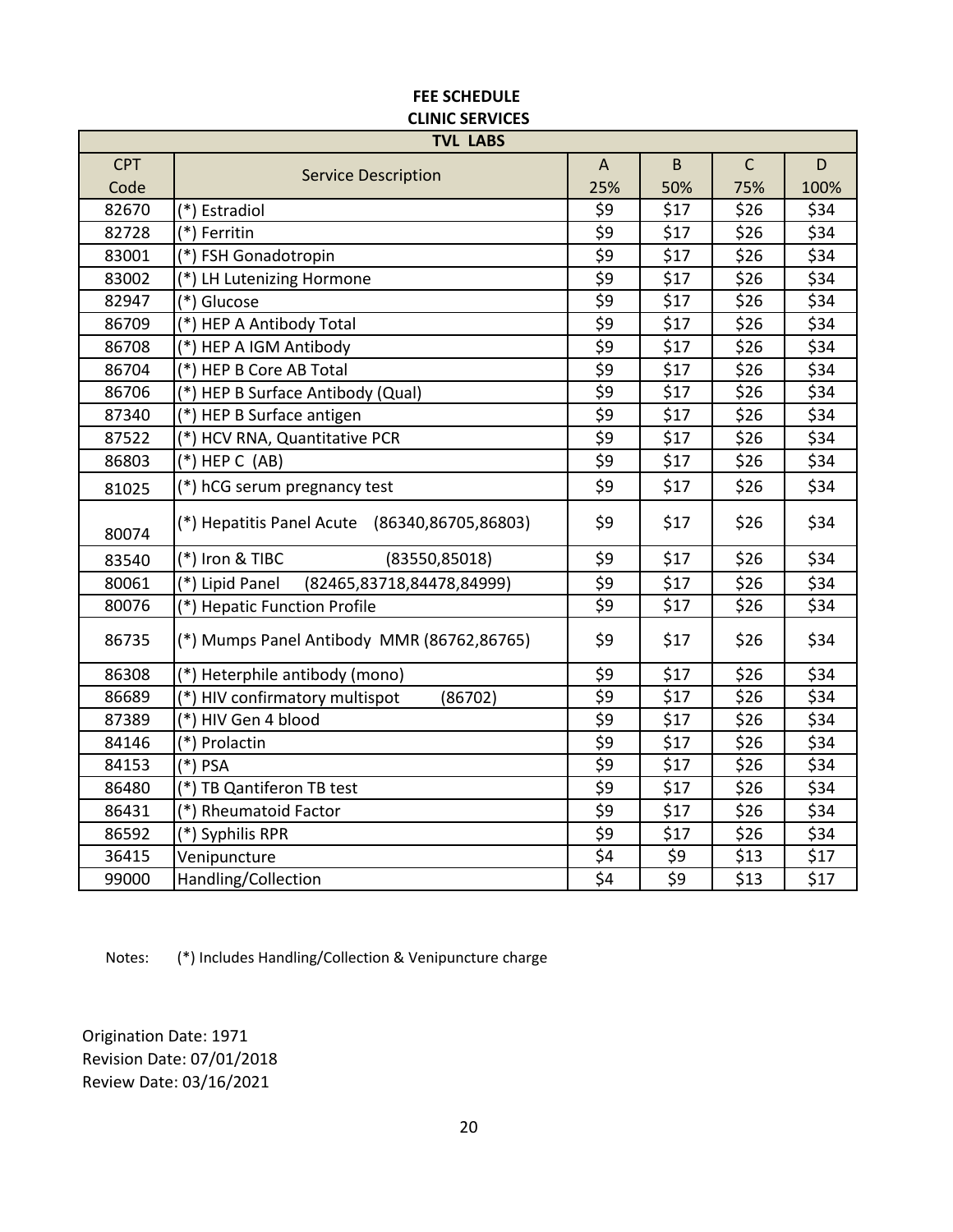# FEE SCHEDULE
## CLINIC SERVICES

| TVL LABS | | | | | |
|---|---|---|---|---|---|
| CPT Code | Service Description | A 25% | B 50% | C 75% | D 100% |
| 82670 | (*) Estradiol | $9 | $17 | $26 | $34 |
| 82728 | (*) Ferritin | $9 | $17 | $26 | $34 |
| 83001 | (*) FSH Gonadotropin | $9 | $17 | $26 | $34 |
| 83002 | (*) LH Lutenizing Hormone | $9 | $17 | $26 | $34 |
| 82947 | (*) Glucose | $9 | $17 | $26 | $34 |
| 86709 | (*) HEP A Antibody Total | $9 | $17 | $26 | $34 |
| 86708 | (*) HEP A IGM Antibody | $9 | $17 | $26 | $34 |
| 86704 | (*) HEP B Core AB Total | $9 | $17 | $26 | $34 |
| 86706 | (*) HEP B Surface Antibody (Qual) | $9 | $17 | $26 | $34 |
| 87340 | (*) HEP B Surface antigen | $9 | $17 | $26 | $34 |
| 87522 | (*) HCV RNA, Quantitative PCR | $9 | $17 | $26 | $34 |
| 86803 | (*) HEP C (AB) | $9 | $17 | $26 | $34 |
| 81025 | (*) hCG serum pregnancy test | $9 | $17 | $26 | $34 |
| 80074 | (*) Hepatitis Panel Acute (86340,86705,86803) | $9 | $17 | $26 | $34 |
| 83540 | (*) Iron & TIBC (83550,85018) | $9 | $17 | $26 | $34 |
| 80061 | (*) Lipid Panel (82465,83718,84478,84999) | $9 | $17 | $26 | $34 |
| 80076 | (*) Hepatic Function Profile | $9 | $17 | $26 | $34 |
| 86735 | (*) Mumps Panel Antibody MMR (86762,86765) | $9 | $17 | $26 | $34 |
| 86308 | (*) Heterphile antibody (mono) | $9 | $17 | $26 | $34 |
| 86689 | (*) HIV confirmatory multispot (86702) | $9 | $17 | $26 | $34 |
| 87389 | (*) HIV Gen 4 blood | $9 | $17 | $26 | $34 |
| 84146 | (*) Prolactin | $9 | $17 | $26 | $34 |
| 84153 | (*) PSA | $9 | $17 | $26 | $34 |
| 86480 | (*) TB Qantiferon TB test | $9 | $17 | $26 | $34 |
| 86431 | (*) Rheumatoid Factor | $9 | $17 | $26 | $34 |
| 86592 | (*) Syphilis RPR | $9 | $17 | $26 | $34 |
| 36415 | Venipuncture | $4 | $9 | $13 | $17 |
| 99000 | Handling/Collection | $4 | $9 | $13 | $17 |

Notes: (*) Includes Handling/Collection & Venipuncture charge

Origination Date: 1971
Revision Date: 07/01/2018
Review Date: 03/16/2021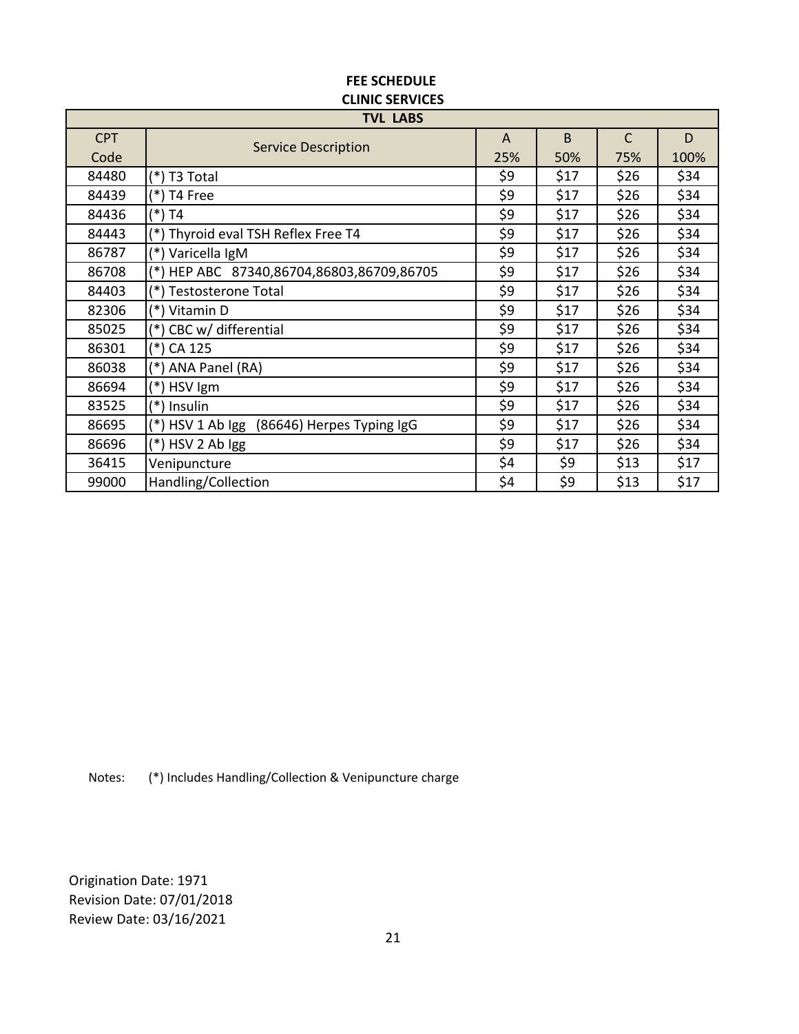# FEE SCHEDULE
## CLINIC SERVICES

| TVL LABS | | | | | |
|---|---|---|---|---|---|
| CPT Code | Service Description | A 25% | B 50% | C 75% | D 100% |
| 84480 | (*) T3 Total | $9 | $17 | $26 | $34 |
| 84439 | (*) T4 Free | $9 | $17 | $26 | $34 |
| 84436 | (*) T4 | $9 | $17 | $26 | $34 |
| 84443 | (*) Thyroid eval TSH Reflex Free T4 | $9 | $17 | $26 | $34 |
| 86787 | (*) Varicella IgM | $9 | $17 | $26 | $34 |
| 86708 | (*) HEP ABC 87340,86704,86803,86709,86705 | $9 | $17 | $26 | $34 |
| 84403 | (*) Testosterone Total | $9 | $17 | $26 | $34 |
| 82306 | (*) Vitamin D | $9 | $17 | $26 | $34 |
| 85025 | (*) CBC w/ differential | $9 | $17 | $26 | $34 |
| 86301 | (*) CA 125 | $9 | $17 | $26 | $34 |
| 86038 | (*) ANA Panel (RA) | $9 | $17 | $26 | $34 |
| 86694 | (*) HSV Igm | $9 | $17 | $26 | $34 |
| 83525 | (*) Insulin | $9 | $17 | $26 | $34 |
| 86695 | (*) HSV 1 Ab Igg (86646) Herpes Typing IgG | $9 | $17 | $26 | $34 |
| 86696 | (*) HSV 2 Ab Igg | $9 | $17 | $26 | $34 |
| 36415 | Venipuncture | $4 | $9 | $13 | $17 |
| 99000 | Handling/Collection | $4 | $9 | $13 | $17 |

Notes: (*) Includes Handling/Collection & Venipuncture charge

Origination Date: 1971
Revision Date: 07/01/2018
Review Date: 03/16/2021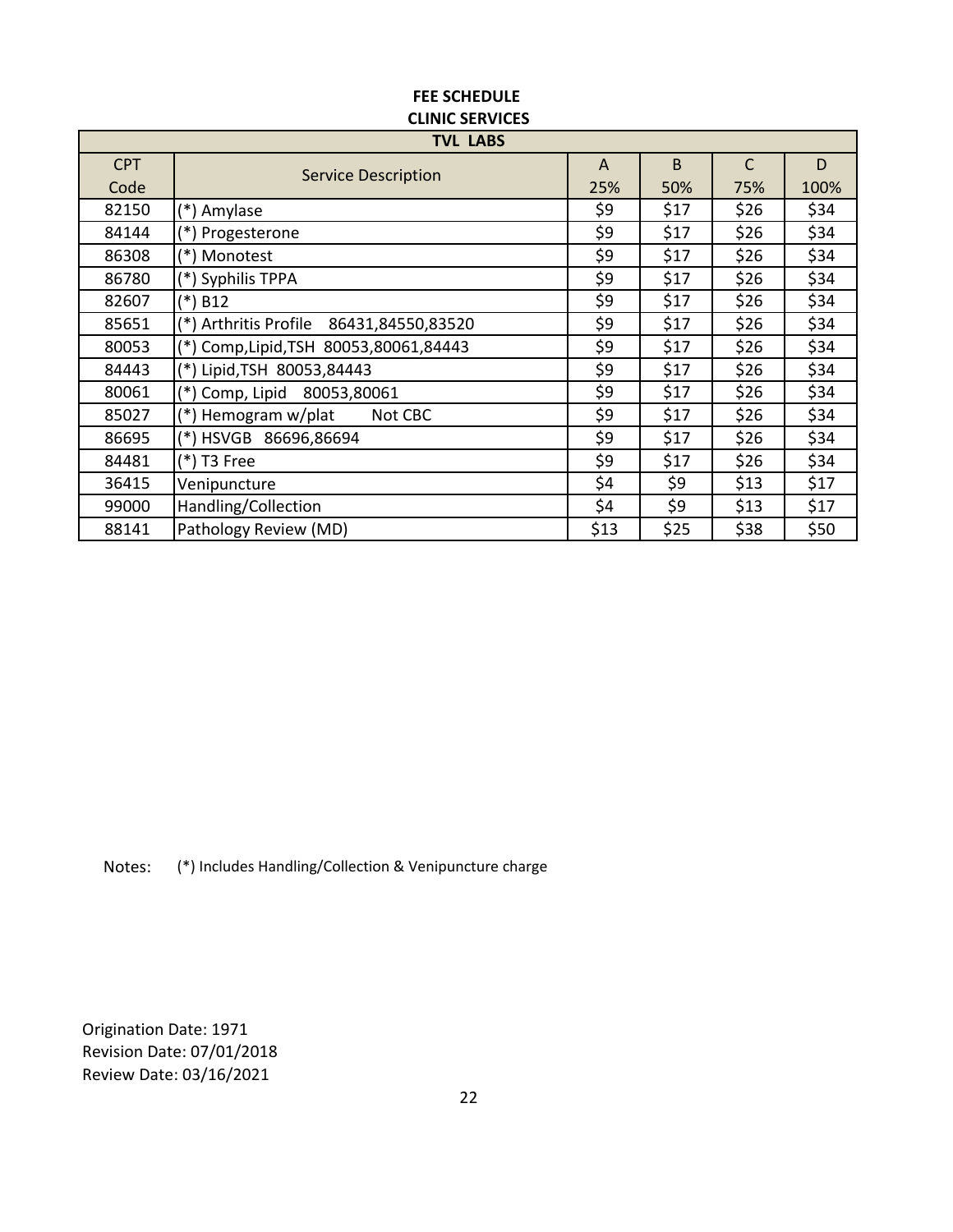# FEE SCHEDULE

## CLINIC SERVICES

| TVL LABS | | | | | |
|---|---|---|---|---|---|
| CPT Code | Service Description | A 25% | B 50% | C 75% | D 100% |
| 82150 | (*) Amylase | $9 | $17 | $26 | $34 |
| 84144 | (*) Progesterone | $9 | $17 | $26 | $34 |
| 86308 | (*) Monotest | $9 | $17 | $26 | $34 |
| 86780 | (*) Syphilis TPPA | $9 | $17 | $26 | $34 |
| 82607 | (*) B12 | $9 | $17 | $26 | $34 |
| 85651 | (*) Arthritis Profile 86431,84550,83520 | $9 | $17 | $26 | $34 |
| 80053 | (*) Comp,Lipid,TSH 80053,80061,84443 | $9 | $17 | $26 | $34 |
| 84443 | (*) Lipid,TSH 80053,84443 | $9 | $17 | $26 | $34 |
| 80061 | (*) Comp, Lipid 80053,80061 | $9 | $17 | $26 | $34 |
| 85027 | (*) Hemogram w/plat Not CBC | $9 | $17 | $26 | $34 |
| 86695 | (*) HSVGB 86696,86694 | $9 | $17 | $26 | $34 |
| 84481 | (*) T3 Free | $9 | $17 | $26 | $34 |
| 36415 | Venipuncture | $4 | $9 | $13 | $17 |
| 99000 | Handling/Collection | $4 | $9 | $13 | $17 |
| 88141 | Pathology Review (MD) | $13 | $25 | $38 | $50 |

Notes: (*) Includes Handling/Collection & Venipuncture charge

Origination Date: 1971
Revision Date: 07/01/2018
Review Date: 03/16/2021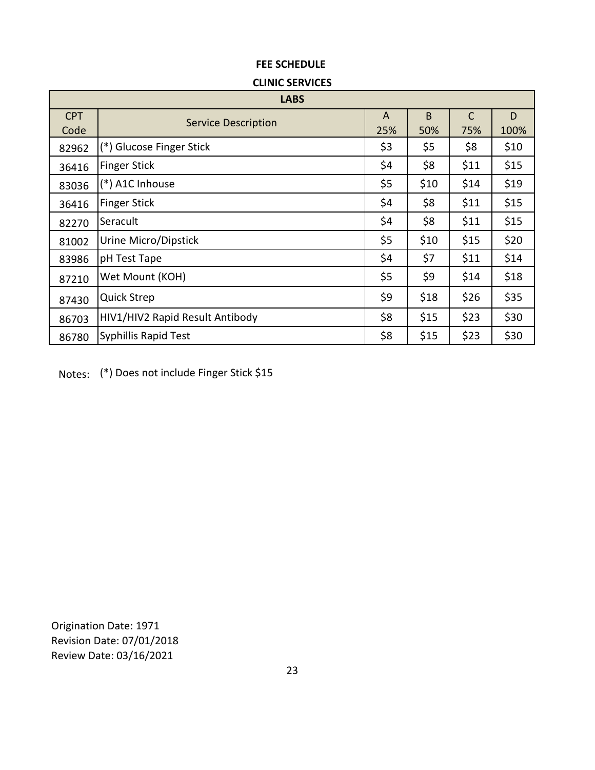**FEE SCHEDULE**

**CLINIC SERVICES**

| LABS | | | | | |
|---|---|---|---|---|---|
| CPT Code | Service Description | A 25% | B 50% | C 75% | D 100% |
| 82962 | (*) Glucose Finger Stick | $3 | $5 | $8 | $10 |
| 36416 | Finger Stick | $4 | $8 | $11 | $15 |
| 83036 | (*) A1C Inhouse | $5 | $10 | $14 | $19 |
| 36416 | Finger Stick | $4 | $8 | $11 | $15 |
| 82270 | Seracult | $4 | $8 | $11 | $15 |
| 81002 | Urine Micro/Dipstick | $5 | $10 | $15 | $20 |
| 83986 | pH Test Tape | $4 | $7 | $11 | $14 |
| 87210 | Wet Mount (KOH) | $5 | $9 | $14 | $18 |
| 87430 | Quick Strep | $9 | $18 | $26 | $35 |
| 86703 | HIV1/HIV2 Rapid Result Antibody | $8 | $15 | $23 | $30 |
| 86780 | Syphillis Rapid Test | $8 | $15 | $23 | $30 |

Notes: (*) Does not include Finger Stick $15

Origination Date: 1971
Revision Date: 07/01/2018
Review Date: 03/16/2021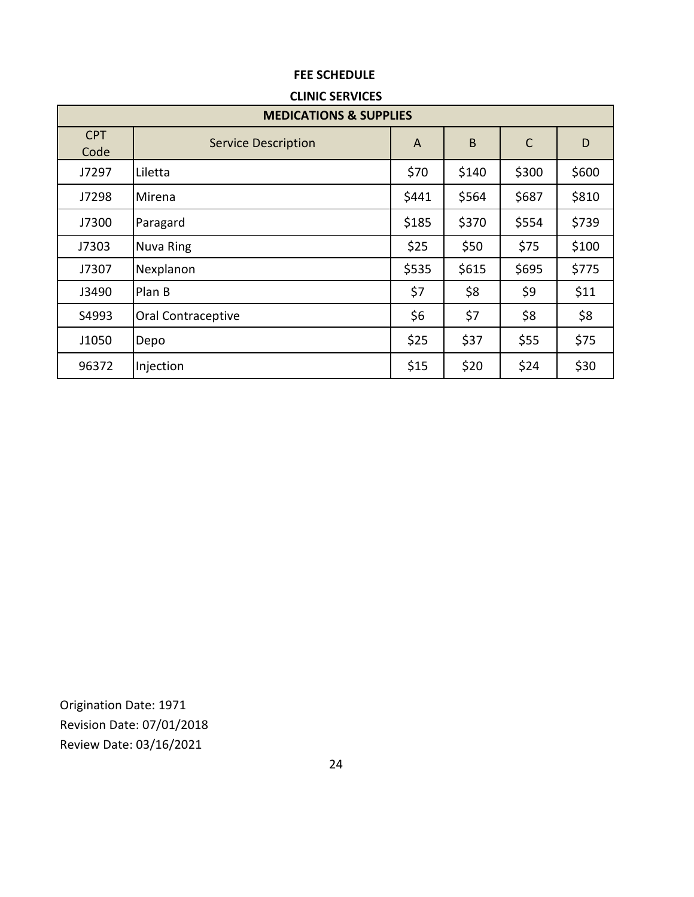**FEE SCHEDULE**

**CLINIC SERVICES**

| MEDICATIONS & SUPPLIES | | | | | |
|---|---|---|---|---|---|
| CPT Code | Service Description | A | B | C | D |
| J7297 | Liletta | $70 | $140 | $300 | $600 |
| J7298 | Mirena | $441 | $564 | $687 | $810 |
| J7300 | Paragard | $185 | $370 | $554 | $739 |
| J7303 | Nuva Ring | $25 | $50 | $75 | $100 |
| J7307 | Nexplanon | $535 | $615 | $695 | $775 |
| J3490 | Plan B | $7 | $8 | $9 | $11 |
| S4993 | Oral Contraceptive | $6 | $7 | $8 | $8 |
| J1050 | Depo | $25 | $37 | $55 | $75 |
| 96372 | Injection | $15 | $20 | $24 | $30 |

Origination Date: 1971
Revision Date: 07/01/2018
Review Date: 03/16/2021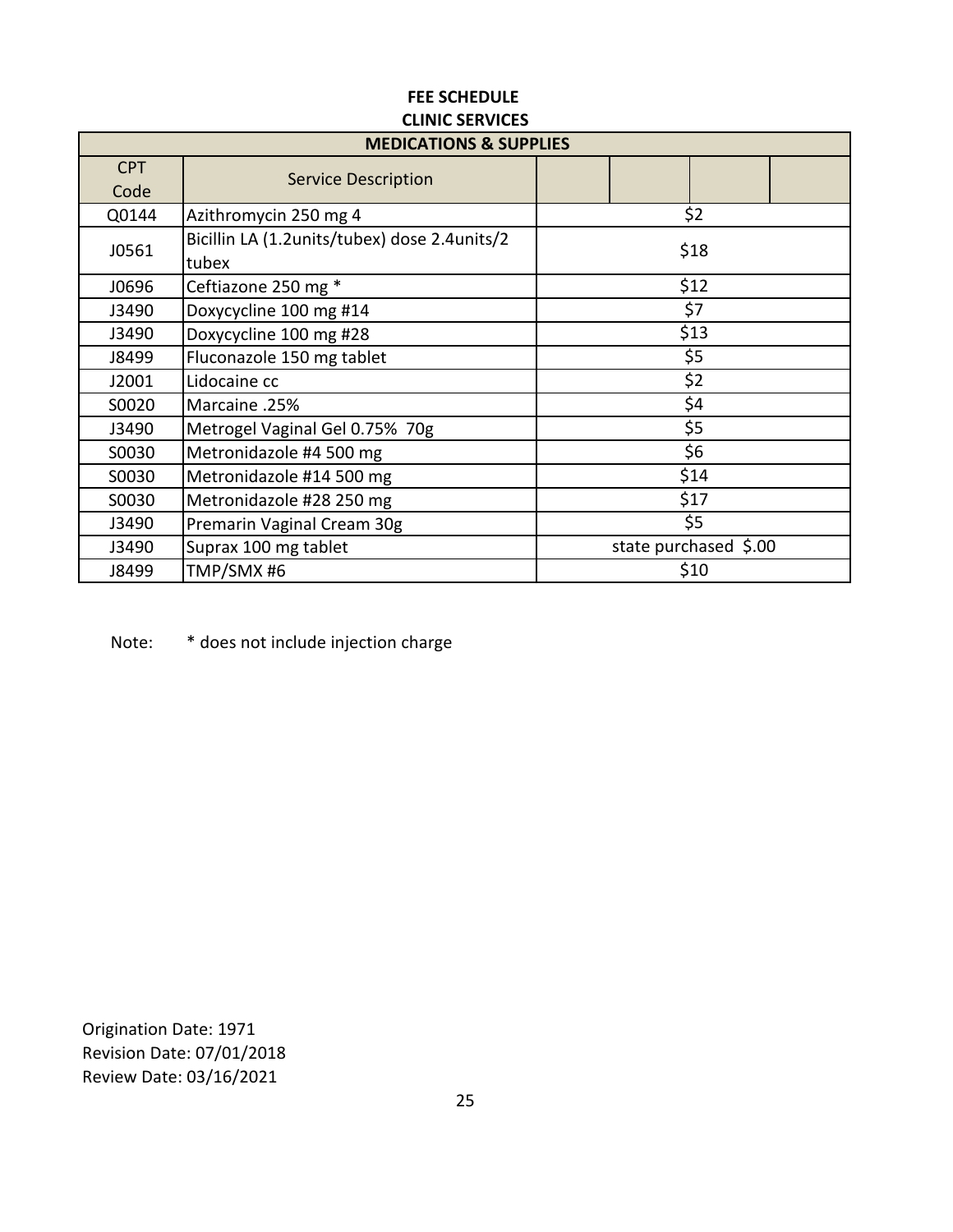**FEE SCHEDULE**
**CLINIC SERVICES**

| MEDICATIONS & SUPPLIES | | | | | |
|---|---|---|---|---|---|
| CPT Code | Service Description | | | | |
| Q0144 | Azithromycin 250 mg 4 | $2 | | | |
| J0561 | Bicillin LA (1.2units/tubex) dose 2.4units/2 tubex | $18 | | | |
| J0696 | Ceftiazone 250 mg * | $12 | | | |
| J3490 | Doxycycline 100 mg #14 | $7 | | | |
| J3490 | Doxycycline 100 mg #28 | $13 | | | |
| J8499 | Fluconazole 150 mg tablet | $5 | | | |
| J2001 | Lidocaine cc | $2 | | | |
| S0020 | Marcaine .25% | $4 | | | |
| J3490 | Metrogel Vaginal Gel 0.75% 70g | $5 | | | |
| S0030 | Metronidazole #4 500 mg | $6 | | | |
| S0030 | Metronidazole #14 500 mg | $14 | | | |
| S0030 | Metronidazole #28 250 mg | $17 | | | |
| J3490 | Premarin Vaginal Cream 30g | $5 | | | |
| J3490 | Suprax 100 mg tablet | state purchased $.00 | | | |
| J8499 | TMP/SMX #6 | $10 | | | |

Note: * does not include injection charge

Origination Date: 1971
Revision Date: 07/01/2018
Review Date: 03/16/2021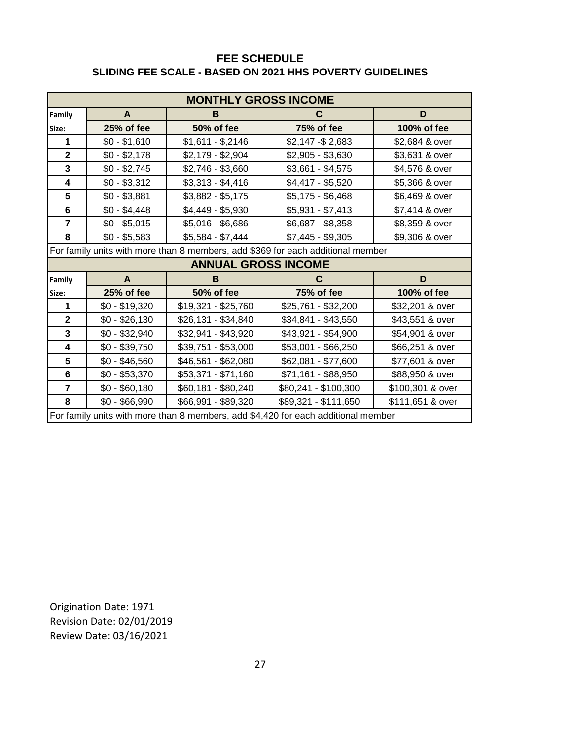## FEE SCHEDULE

### SLIDING FEE SCALE - BASED ON 2021 HHS POVERTY GUIDELINES

| MONTHLY GROSS INCOME | | | | |
|---|---|---|---|---|
| **Family** | **A** | **B** | **C** | **D** |
| **Size:** | **25% of fee** | **50% of fee** | **75% of fee** | **100% of fee** |
| **1** | $0 - $1,610 | $1,611 - $,2146 | $2,147 -$ 2,683 | $2,684 & over |
| **2** | $0 - $2,178 | $2,179 - $2,904 | $2,905 - $3,630 | $3,631 & over |
| **3** | $0 - $2,745 | $2,746 - $3,660 | $3,661 - $4,575 | $4,576 & over |
| **4** | $0 - $3,312 | $3,313 - $4,416 | $4,417 - $5,520 | $5,366 & over |
| **5** | $0 - $3,881 | $3,882 - $5,175 | $5,175 - $6,468 | $6,469 & over |
| **6** | $0 - $4,448 | $4,449 - $5,930 | $5,931 - $7,413 | $7,414 & over |
| **7** | $0 - $5,015 | $5,016 - $6,686 | $6,687 - $8,358 | $8,359 & over |
| **8** | $0 - $5,583 | $5,584 - $7,444 | $7,445 - $9,305 | $9,306 & over |
| For family units with more than 8 members, add $369 for each additional member | | | | |

| ANNUAL GROSS INCOME | | | | |
|---|---|---|---|---|
| **Family** | **A** | **B** | **C** | **D** |
| **Size:** | **25% of fee** | **50% of fee** | **75% of fee** | **100% of fee** |
| **1** | $0 - $19,320 | $19,321 - $25,760 | $25,761 - $32,200 | $32,201 & over |
| **2** | $0 - $26,130 | $26,131 - $34,840 | $34,841 - $43,550 | $43,551 & over |
| **3** | $0 - $32,940 | $32,941 - $43,920 | $43,921 - $54,900 | $54,901 & over |
| **4** | $0 - $39,750 | $39,751 - $53,000 | $53,001 - $66,250 | $66,251 & over |
| **5** | $0 - $46,560 | $46,561 - $62,080 | $62,081 - $77,600 | $77,601 & over |
| **6** | $0 - $53,370 | $53,371 - $71,160 | $71,161 - $88,950 | $88,950 & over |
| **7** | $0 - $60,180 | $60,181 - $80,240 | $80,241 - $100,300 | $100,301 & over |
| **8** | $0 - $66,990 | $66,991 - $89,320 | $89,321 - $111,650 | $111,651 & over |
| For family units with more than 8 members, add $4,420 for each additional member | | | | |

Origination Date: 1971
Revision Date: 02/01/2019
Review Date: 03/16/2021